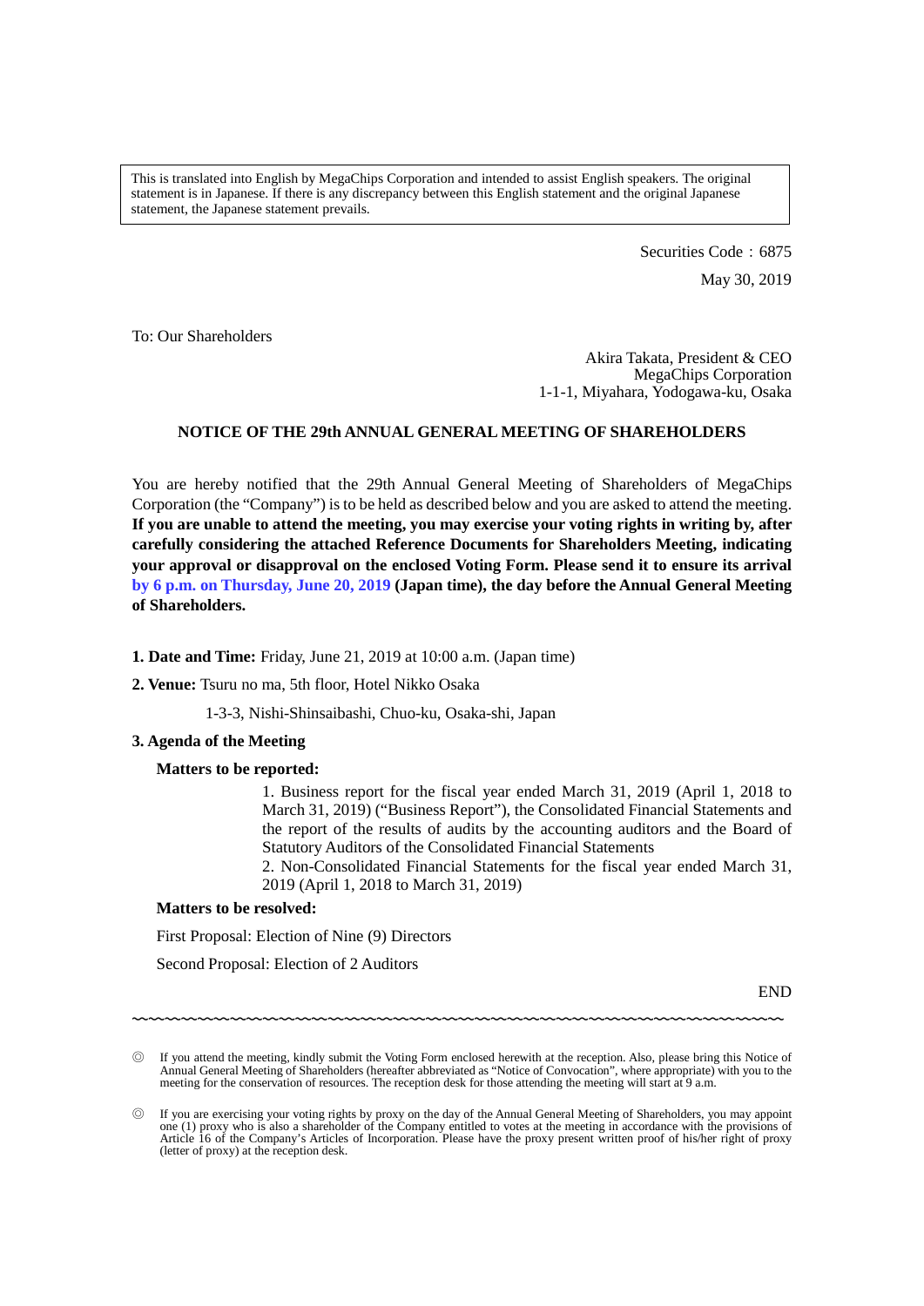This is translated into English by MegaChips Corporation and intended to assist English speakers. The original statement is in Japanese. If there is any discrepancy between this English statement and the original Japanese statement, the Japanese statement prevails.

Securities Code：6875

May 30, 2019

To: Our Shareholders

Akira Takata, President & CEO
MegaChips Corporation
1-1-1, Miyahara, Yodogawa-ku, Osaka

## NOTICE OF THE 29th ANNUAL GENERAL MEETING OF SHAREHOLDERS

You are hereby notified that the 29th Annual General Meeting of Shareholders of MegaChips Corporation (the "Company") is to be held as described below and you are asked to attend the meeting. **If you are unable to attend the meeting, you may exercise your voting rights in writing by, after carefully considering the attached Reference Documents for Shareholders Meeting, indicating your approval or disapproval on the enclosed Voting Form. Please send it to ensure its arrival by 6 p.m. on Thursday, June 20, 2019 (Japan time), the day before the Annual General Meeting of Shareholders.**

**1. Date and Time:** Friday, June 21, 2019 at 10:00 a.m. (Japan time)

**2. Venue:** Tsuru no ma, 5th floor, Hotel Nikko Osaka

1-3-3, Nishi-Shinsaibashi, Chuo-ku, Osaka-shi, Japan

**3. Agenda of the Meeting**

**Matters to be reported:**

1. Business report for the fiscal year ended March 31, 2019 (April 1, 2018 to March 31, 2019) ("Business Report"), the Consolidated Financial Statements and the report of the results of audits by the accounting auditors and the Board of Statutory Auditors of the Consolidated Financial Statements
2. Non-Consolidated Financial Statements for the fiscal year ended March 31, 2019 (April 1, 2018 to March 31, 2019)

**Matters to be resolved:**

First Proposal: Election of Nine (9) Directors

Second Proposal: Election of 2 Auditors

END

~~~~~~~~~~~~~~~~~~~~~~~~~~~~~~~~~~~~~~~~~~~~~~~~~~~~~~~~~~~~~~~~~~~~~~~~

◎ If you attend the meeting, kindly submit the Voting Form enclosed herewith at the reception. Also, please bring this Notice of Annual General Meeting of Shareholders (hereafter abbreviated as "Notice of Convocation", where appropriate) with you to the meeting for the conservation of resources. The reception desk for those attending the meeting will start at 9 a.m.

◎ If you are exercising your voting rights by proxy on the day of the Annual General Meeting of Shareholders, you may appoint one (1) proxy who is also a shareholder of the Company entitled to votes at the meeting in accordance with the provisions of Article 16 of the Company's Articles of Incorporation. Please have the proxy present written proof of his/her right of proxy (letter of proxy) at the reception desk.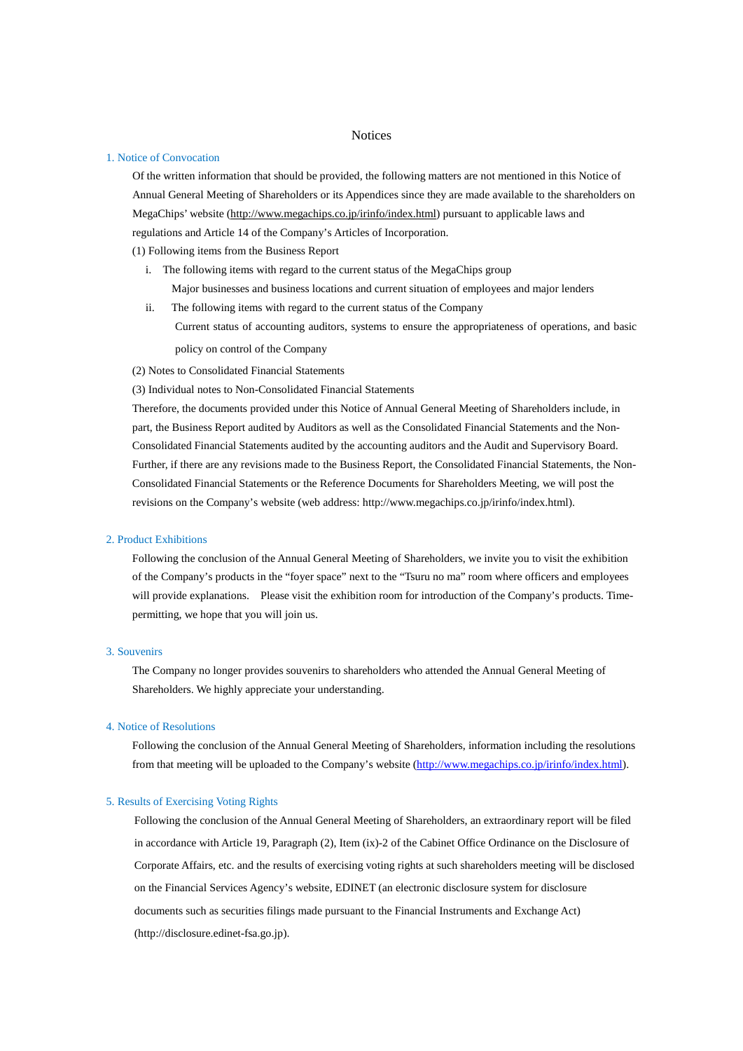# Notices

## 1. Notice of Convocation

Of the written information that should be provided, the following matters are not mentioned in this Notice of Annual General Meeting of Shareholders or its Appendices since they are made available to the shareholders on MegaChips' website (http://www.megachips.co.jp/irinfo/index.html) pursuant to applicable laws and regulations and Article 14 of the Company's Articles of Incorporation.

(1) Following items from the Business Report

- i. The following items with regard to the current status of the MegaChips group

  Major businesses and business locations and current situation of employees and major lenders

- ii. The following items with regard to the current status of the Company

  Current status of accounting auditors, systems to ensure the appropriateness of operations, and basic policy on control of the Company

(2) Notes to Consolidated Financial Statements

(3) Individual notes to Non-Consolidated Financial Statements

Therefore, the documents provided under this Notice of Annual General Meeting of Shareholders include, in part, the Business Report audited by Auditors as well as the Consolidated Financial Statements and the Non-Consolidated Financial Statements audited by the accounting auditors and the Audit and Supervisory Board. Further, if there are any revisions made to the Business Report, the Consolidated Financial Statements, the Non-Consolidated Financial Statements or the Reference Documents for Shareholders Meeting, we will post the revisions on the Company's website (web address: http://www.megachips.co.jp/irinfo/index.html).

## 2. Product Exhibitions

Following the conclusion of the Annual General Meeting of Shareholders, we invite you to visit the exhibition of the Company's products in the "foyer space" next to the "Tsuru no ma" room where officers and employees will provide explanations. Please visit the exhibition room for introduction of the Company's products. Time-permitting, we hope that you will join us.

## 3. Souvenirs

The Company no longer provides souvenirs to shareholders who attended the Annual General Meeting of Shareholders. We highly appreciate your understanding.

## 4. Notice of Resolutions

Following the conclusion of the Annual General Meeting of Shareholders, information including the resolutions from that meeting will be uploaded to the Company's website (http://www.megachips.co.jp/irinfo/index.html).

## 5. Results of Exercising Voting Rights

Following the conclusion of the Annual General Meeting of Shareholders, an extraordinary report will be filed in accordance with Article 19, Paragraph (2), Item (ix)-2 of the Cabinet Office Ordinance on the Disclosure of Corporate Affairs, etc. and the results of exercising voting rights at such shareholders meeting will be disclosed on the Financial Services Agency's website, EDINET (an electronic disclosure system for disclosure documents such as securities filings made pursuant to the Financial Instruments and Exchange Act) (http://disclosure.edinet-fsa.go.jp).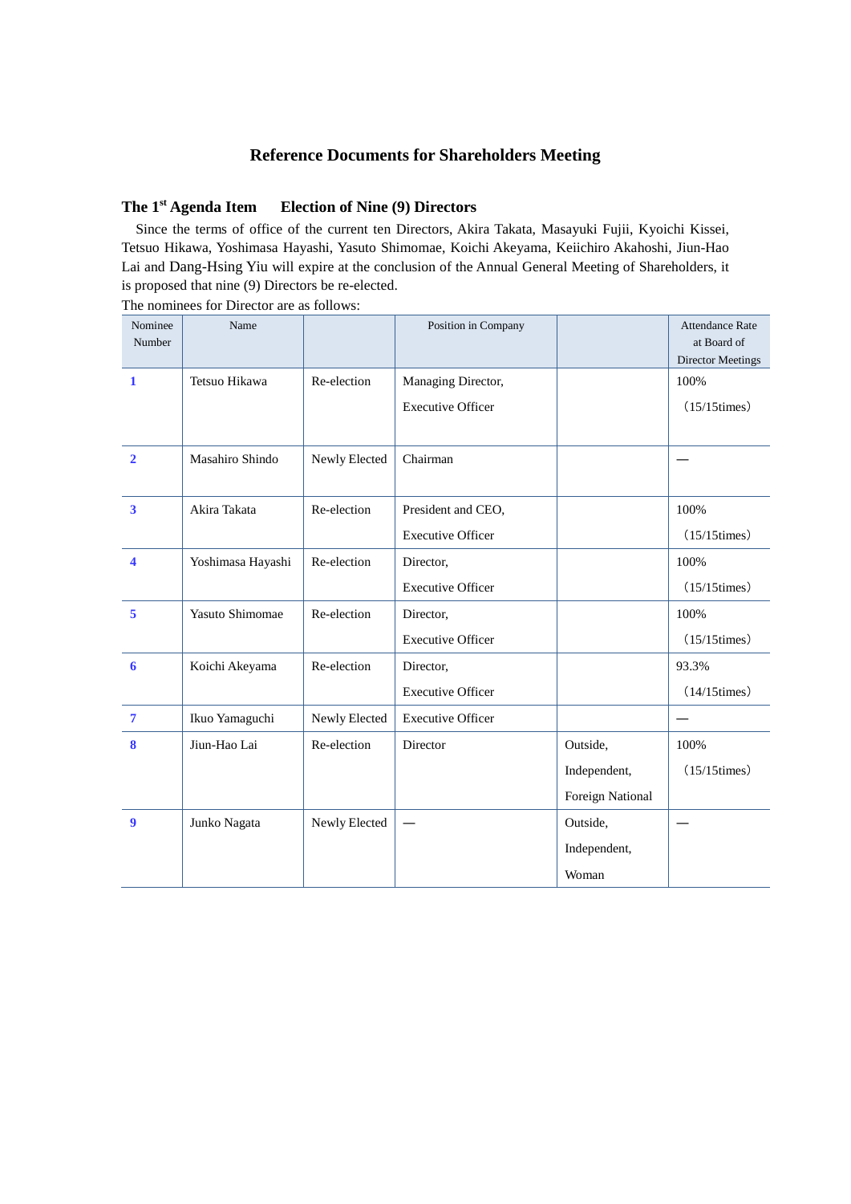# Reference Documents for Shareholders Meeting

## The 1st Agenda Item　Election of Nine (9) Directors

Since the terms of office of the current ten Directors, Akira Takata, Masayuki Fujii, Kyoichi Kissei, Tetsuo Hikawa, Yoshimasa Hayashi, Yasuto Shimomae, Koichi Akeyama, Keiichiro Akahoshi, Jiun-Hao Lai and Dang-Hsing Yiu will expire at the conclusion of the Annual General Meeting of Shareholders, it is proposed that nine (9) Directors be re-elected.

The nominees for Director are as follows:

| Nominee Number | Name | | Position in Company | | Attendance Rate at Board of Director Meetings |
|---|---|---|---|---|---|
| **1** | Tetsuo Hikawa | Re-election | Managing Director, Executive Officer | | 100% (15/15times) |
| **2** | Masahiro Shindo | Newly Elected | Chairman | | — |
| **3** | Akira Takata | Re-election | President and CEO, Executive Officer | | 100% (15/15times) |
| **4** | Yoshimasa Hayashi | Re-election | Director, Executive Officer | | 100% (15/15times) |
| **5** | Yasuto Shimomae | Re-election | Director, Executive Officer | | 100% (15/15times) |
| **6** | Koichi Akeyama | Re-election | Director, Executive Officer | | 93.3% (14/15times) |
| **7** | Ikuo Yamaguchi | Newly Elected | Executive Officer | | — |
| **8** | Jiun-Hao Lai | Re-election | Director | Outside, Independent, Foreign National | 100% (15/15times) |
| **9** | Junko Nagata | Newly Elected | — | Outside, Independent, Woman | — |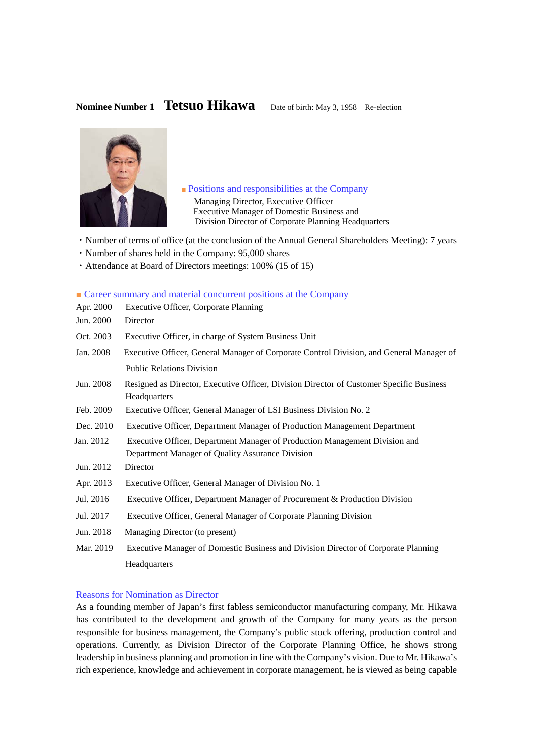**Nominee Number 1** **Tetsuo Hikawa** Date of birth: May 3, 1958 Re-election

■ Positions and responsibilities at the Company

Managing Director, Executive Officer
Executive Manager of Domestic Business and
Division Director of Corporate Planning Headquarters

- Number of terms of office (at the conclusion of the Annual General Shareholders Meeting): 7 years
- Number of shares held in the Company: 95,000 shares
- Attendance at Board of Directors meetings: 100% (15 of 15)

■ Career summary and material concurrent positions at the Company

| | |
|---|---|
| Apr. 2000 | Executive Officer, Corporate Planning |
| Jun. 2000 | Director |
| Oct. 2003 | Executive Officer, in charge of System Business Unit |
| Jan. 2008 | Executive Officer, General Manager of Corporate Control Division, and General Manager of Public Relations Division |
| Jun. 2008 | Resigned as Director, Executive Officer, Division Director of Customer Specific Business Headquarters |
| Feb. 2009 | Executive Officer, General Manager of LSI Business Division No. 2 |
| Dec. 2010 | Executive Officer, Department Manager of Production Management Department |
| Jan. 2012 | Executive Officer, Department Manager of Production Management Division and Department Manager of Quality Assurance Division |
| Jun. 2012 | Director |
| Apr. 2013 | Executive Officer, General Manager of Division No. 1 |
| Jul. 2016 | Executive Officer, Department Manager of Procurement & Production Division |
| Jul. 2017 | Executive Officer, General Manager of Corporate Planning Division |
| Jun. 2018 | Managing Director (to present) |
| Mar. 2019 | Executive Manager of Domestic Business and Division Director of Corporate Planning Headquarters |

Reasons for Nomination as Director

As a founding member of Japan's first fabless semiconductor manufacturing company, Mr. Hikawa has contributed to the development and growth of the Company for many years as the person responsible for business management, the Company's public stock offering, production control and operations. Currently, as Division Director of the Corporate Planning Office, he shows strong leadership in business planning and promotion in line with the Company's vision. Due to Mr. Hikawa's rich experience, knowledge and achievement in corporate management, he is viewed as being capable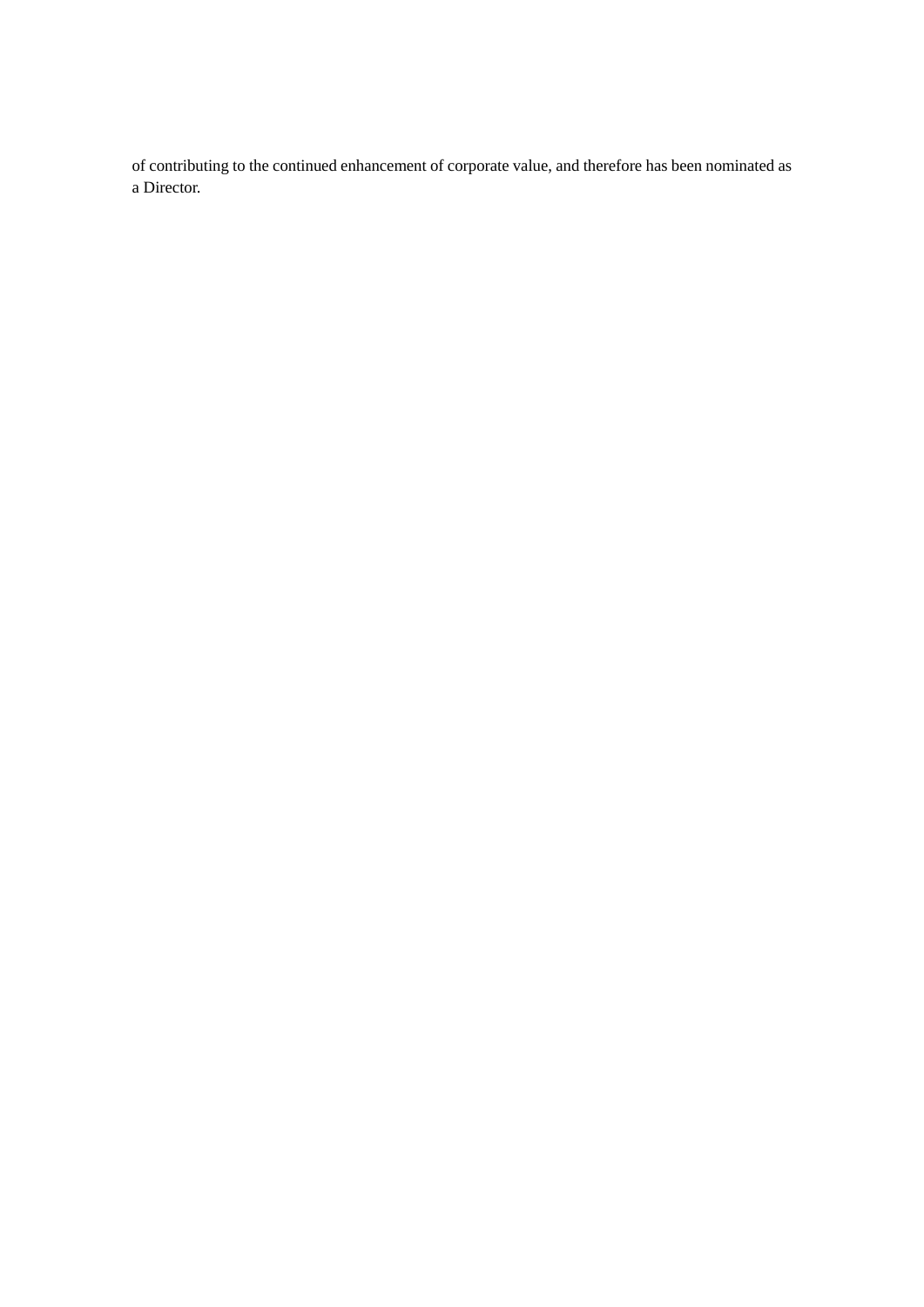of contributing to the continued enhancement of corporate value, and therefore has been nominated as a Director.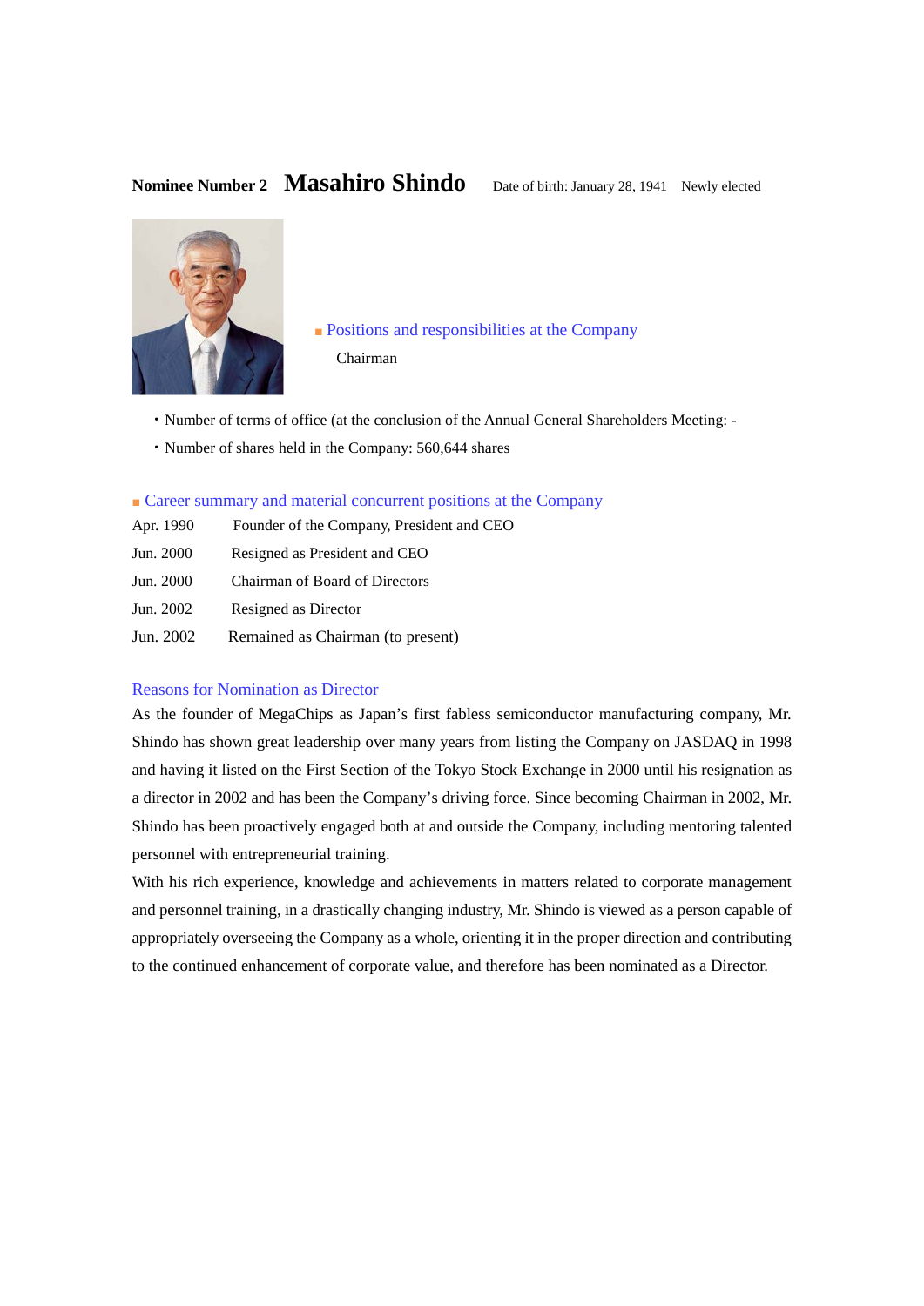**Nominee Number 2** **Masahiro Shindo** Date of birth: January 28, 1941 Newly elected

■ Positions and responsibilities at the Company

Chairman

・Number of terms of office (at the conclusion of the Annual General Shareholders Meeting: -

・Number of shares held in the Company: 560,644 shares

■ Career summary and material concurrent positions at the Company

| | |
|---|---|
| Apr. 1990 | Founder of the Company, President and CEO |
| Jun. 2000 | Resigned as President and CEO |
| Jun. 2000 | Chairman of Board of Directors |
| Jun. 2002 | Resigned as Director |
| Jun. 2002 | Remained as Chairman (to present) |

Reasons for Nomination as Director

As the founder of MegaChips as Japan's first fabless semiconductor manufacturing company, Mr. Shindo has shown great leadership over many years from listing the Company on JASDAQ in 1998 and having it listed on the First Section of the Tokyo Stock Exchange in 2000 until his resignation as a director in 2002 and has been the Company's driving force. Since becoming Chairman in 2002, Mr. Shindo has been proactively engaged both at and outside the Company, including mentoring talented personnel with entrepreneurial training.

With his rich experience, knowledge and achievements in matters related to corporate management and personnel training, in a drastically changing industry, Mr. Shindo is viewed as a person capable of appropriately overseeing the Company as a whole, orienting it in the proper direction and contributing to the continued enhancement of corporate value, and therefore has been nominated as a Director.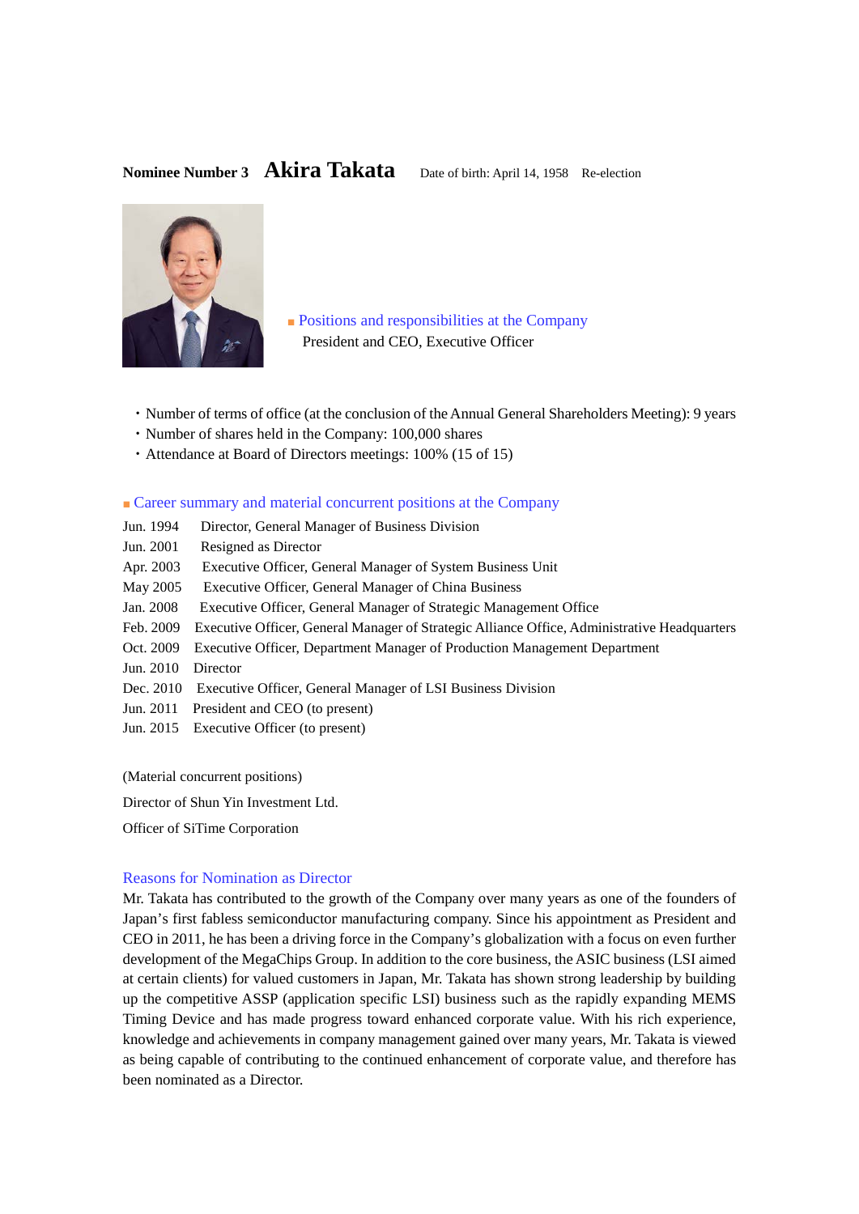**Nominee Number 3** **Akira Takata** Date of birth: April 14, 1958 Re-election

■ Positions and responsibilities at the Company

President and CEO, Executive Officer

- Number of terms of office (at the conclusion of the Annual General Shareholders Meeting): 9 years
- Number of shares held in the Company: 100,000 shares
- Attendance at Board of Directors meetings: 100% (15 of 15)

■ Career summary and material concurrent positions at the Company

| | |
|---|---|
| Jun. 1994 | Director, General Manager of Business Division |
| Jun. 2001 | Resigned as Director |
| Apr. 2003 | Executive Officer, General Manager of System Business Unit |
| May 2005 | Executive Officer, General Manager of China Business |
| Jan. 2008 | Executive Officer, General Manager of Strategic Management Office |
| Feb. 2009 | Executive Officer, General Manager of Strategic Alliance Office, Administrative Headquarters |
| Oct. 2009 | Executive Officer, Department Manager of Production Management Department |
| Jun. 2010 | Director |
| Dec. 2010 | Executive Officer, General Manager of LSI Business Division |
| Jun. 2011 | President and CEO (to present) |
| Jun. 2015 | Executive Officer (to present) |

(Material concurrent positions)

Director of Shun Yin Investment Ltd.

Officer of SiTime Corporation

Reasons for Nomination as Director

Mr. Takata has contributed to the growth of the Company over many years as one of the founders of Japan's first fabless semiconductor manufacturing company. Since his appointment as President and CEO in 2011, he has been a driving force in the Company's globalization with a focus on even further development of the MegaChips Group. In addition to the core business, the ASIC business (LSI aimed at certain clients) for valued customers in Japan, Mr. Takata has shown strong leadership by building up the competitive ASSP (application specific LSI) business such as the rapidly expanding MEMS Timing Device and has made progress toward enhanced corporate value. With his rich experience, knowledge and achievements in company management gained over many years, Mr. Takata is viewed as being capable of contributing to the continued enhancement of corporate value, and therefore has been nominated as a Director.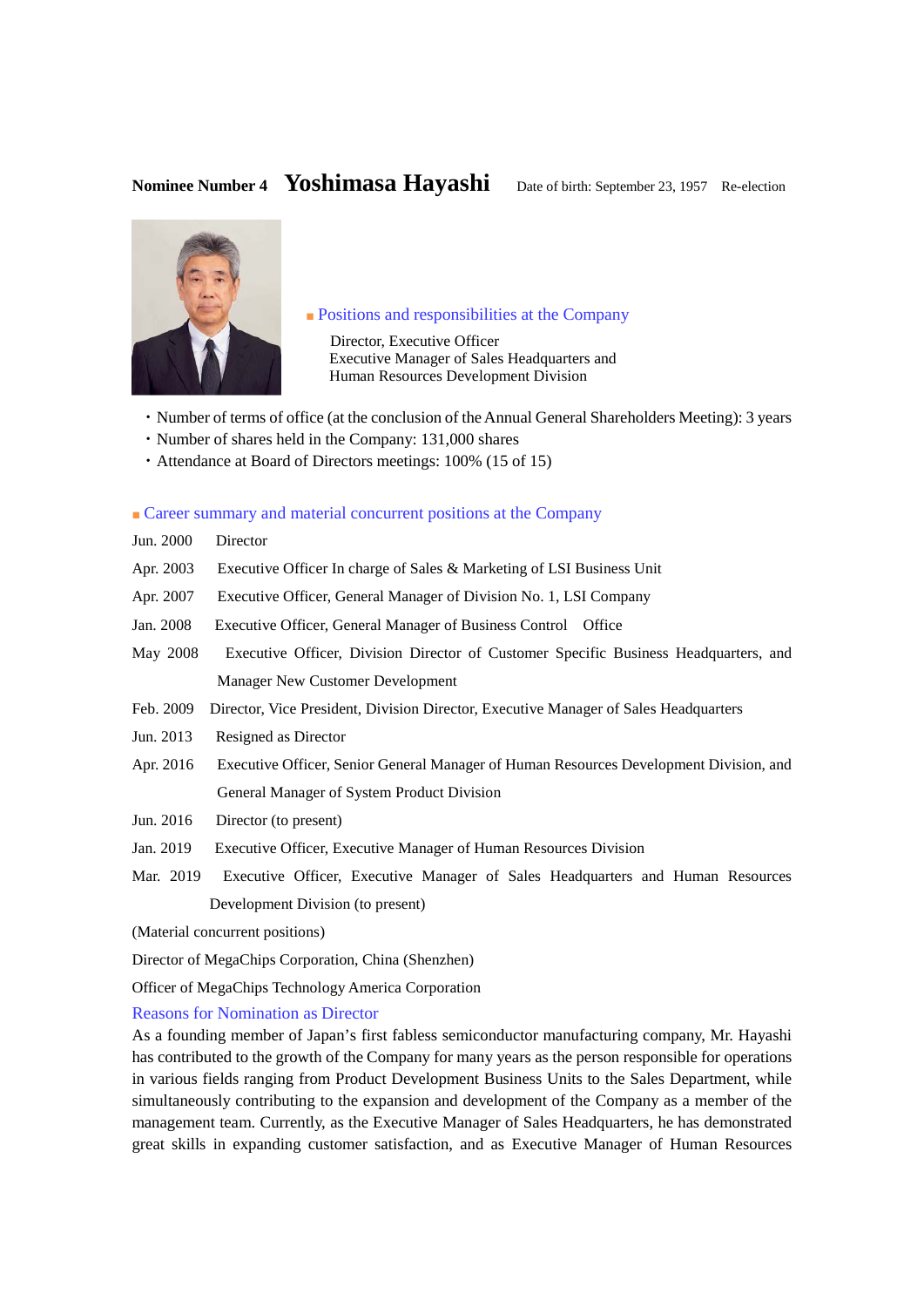**Nominee Number 4** **Yoshimasa Hayashi** Date of birth: September 23, 1957 Re-election

■ Positions and responsibilities at the Company

Director, Executive Officer
Executive Manager of Sales Headquarters and Human Resources Development Division

- Number of terms of office (at the conclusion of the Annual General Shareholders Meeting): 3 years
- Number of shares held in the Company: 131,000 shares
- Attendance at Board of Directors meetings: 100% (15 of 15)

■ Career summary and material concurrent positions at the Company

| | |
|---|---|
| Jun. 2000 | Director |
| Apr. 2003 | Executive Officer In charge of Sales & Marketing of LSI Business Unit |
| Apr. 2007 | Executive Officer, General Manager of Division No. 1, LSI Company |
| Jan. 2008 | Executive Officer, General Manager of Business Control Office |
| May 2008 | Executive Officer, Division Director of Customer Specific Business Headquarters, and Manager New Customer Development |
| Feb. 2009 | Director, Vice President, Division Director, Executive Manager of Sales Headquarters |
| Jun. 2013 | Resigned as Director |
| Apr. 2016 | Executive Officer, Senior General Manager of Human Resources Development Division, and General Manager of System Product Division |
| Jun. 2016 | Director (to present) |
| Jan. 2019 | Executive Officer, Executive Manager of Human Resources Division |
| Mar. 2019 | Executive Officer, Executive Manager of Sales Headquarters and Human Resources Development Division (to present) |

(Material concurrent positions)

Director of MegaChips Corporation, China (Shenzhen)

Officer of MegaChips Technology America Corporation

Reasons for Nomination as Director

As a founding member of Japan's first fabless semiconductor manufacturing company, Mr. Hayashi has contributed to the growth of the Company for many years as the person responsible for operations in various fields ranging from Product Development Business Units to the Sales Department, while simultaneously contributing to the expansion and development of the Company as a member of the management team. Currently, as the Executive Manager of Sales Headquarters, he has demonstrated great skills in expanding customer satisfaction, and as Executive Manager of Human Resources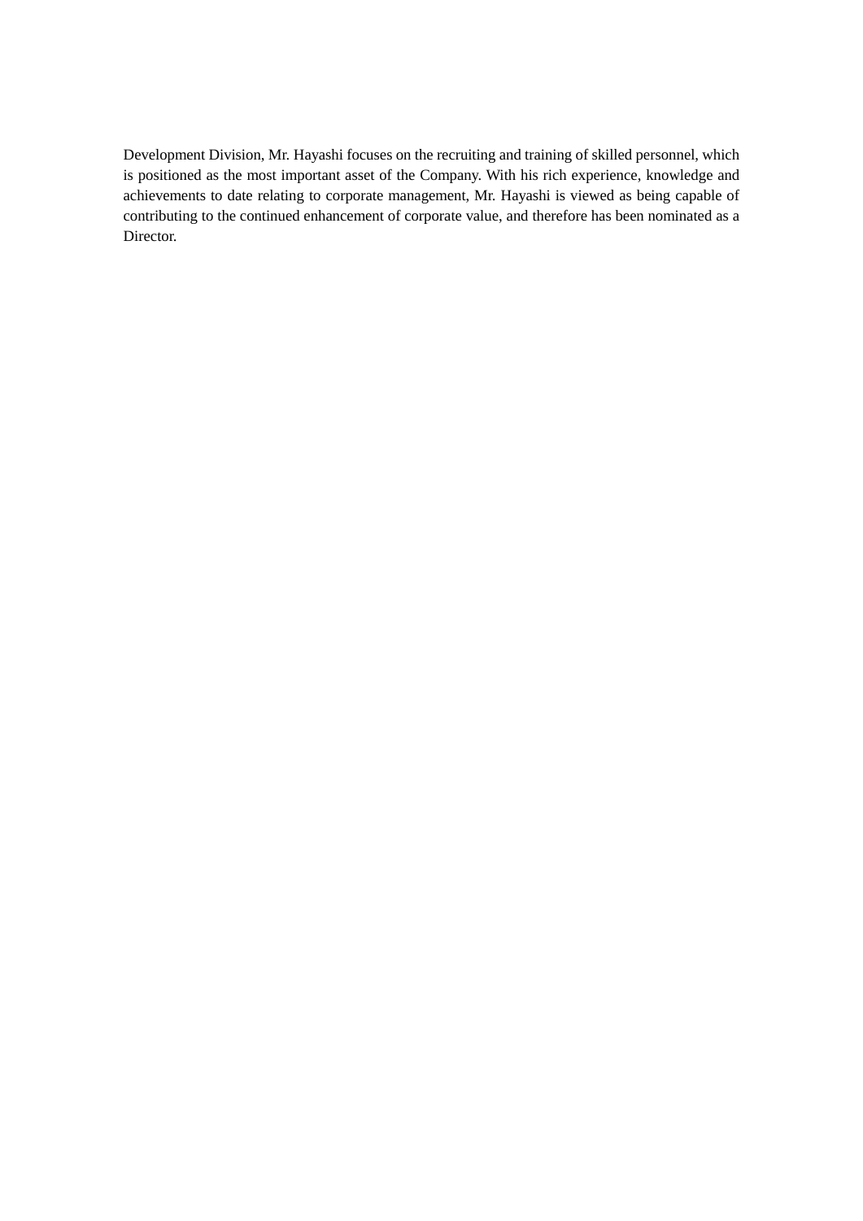Development Division, Mr. Hayashi focuses on the recruiting and training of skilled personnel, which is positioned as the most important asset of the Company. With his rich experience, knowledge and achievements to date relating to corporate management, Mr. Hayashi is viewed as being capable of contributing to the continued enhancement of corporate value, and therefore has been nominated as a Director.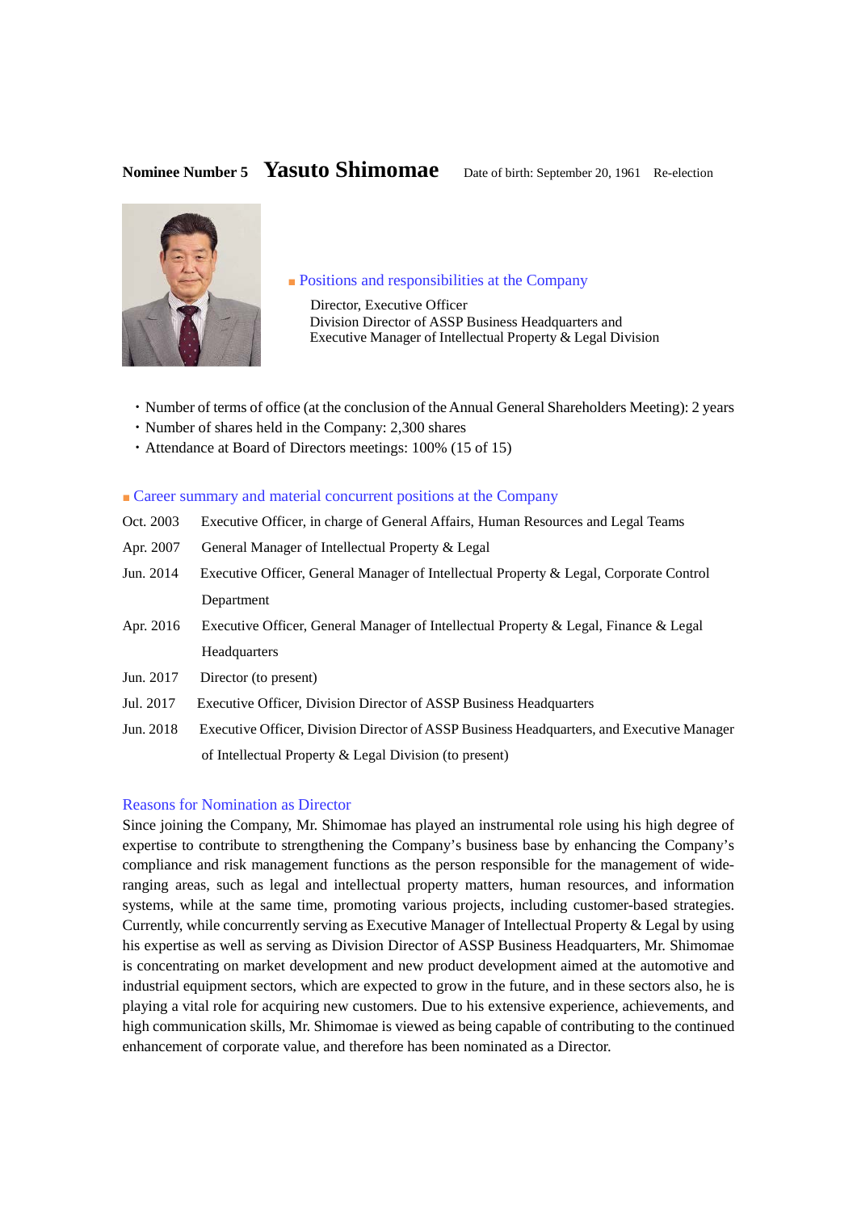**Nominee Number 5** **Yasuto Shimomae** Date of birth: September 20, 1961 Re-election

■ Positions and responsibilities at the Company

Director, Executive Officer
Division Director of ASSP Business Headquarters and
Executive Manager of Intellectual Property & Legal Division

- Number of terms of office (at the conclusion of the Annual General Shareholders Meeting): 2 years
- Number of shares held in the Company: 2,300 shares
- Attendance at Board of Directors meetings: 100% (15 of 15)

■ Career summary and material concurrent positions at the Company

| | |
|---|---|
| Oct. 2003 | Executive Officer, in charge of General Affairs, Human Resources and Legal Teams |
| Apr. 2007 | General Manager of Intellectual Property & Legal |
| Jun. 2014 | Executive Officer, General Manager of Intellectual Property & Legal, Corporate Control Department |
| Apr. 2016 | Executive Officer, General Manager of Intellectual Property & Legal, Finance & Legal Headquarters |
| Jun. 2017 | Director (to present) |
| Jul. 2017 | Executive Officer, Division Director of ASSP Business Headquarters |
| Jun. 2018 | Executive Officer, Division Director of ASSP Business Headquarters, and Executive Manager of Intellectual Property & Legal Division (to present) |

Reasons for Nomination as Director

Since joining the Company, Mr. Shimomae has played an instrumental role using his high degree of expertise to contribute to strengthening the Company's business base by enhancing the Company's compliance and risk management functions as the person responsible for the management of wide-ranging areas, such as legal and intellectual property matters, human resources, and information systems, while at the same time, promoting various projects, including customer-based strategies. Currently, while concurrently serving as Executive Manager of Intellectual Property & Legal by using his expertise as well as serving as Division Director of ASSP Business Headquarters, Mr. Shimomae is concentrating on market development and new product development aimed at the automotive and industrial equipment sectors, which are expected to grow in the future, and in these sectors also, he is playing a vital role for acquiring new customers. Due to his extensive experience, achievements, and high communication skills, Mr. Shimomae is viewed as being capable of contributing to the continued enhancement of corporate value, and therefore has been nominated as a Director.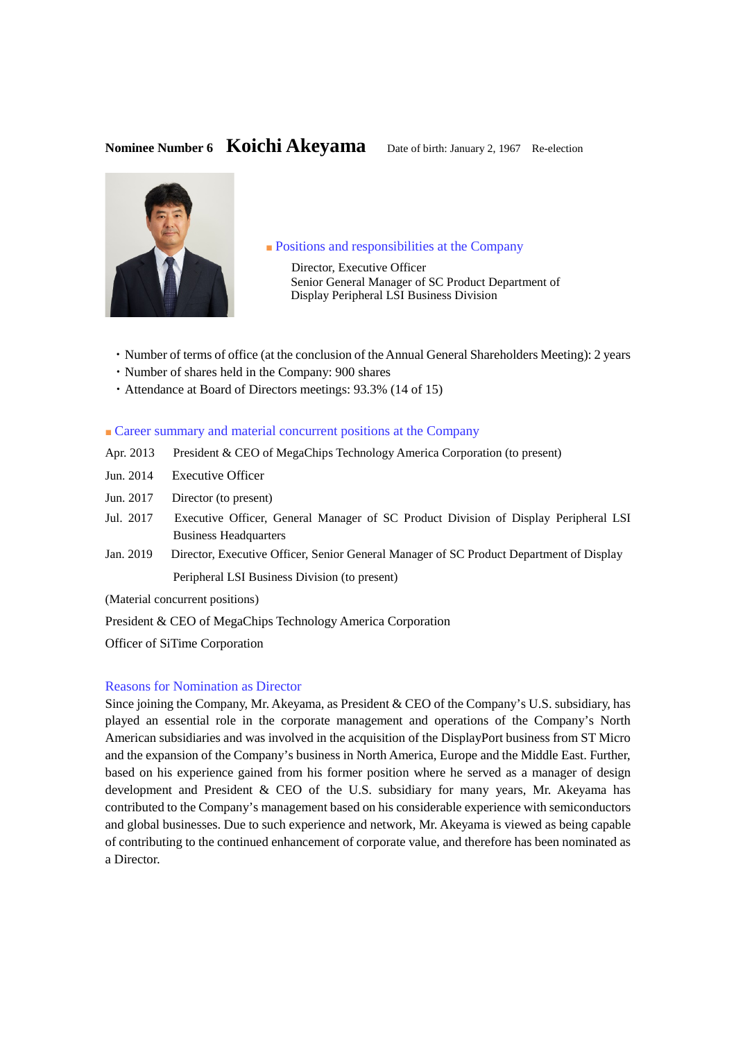**Nominee Number 6** **Koichi Akeyama** Date of birth: January 2, 1967 Re-election

■ Positions and responsibilities at the Company

Director, Executive Officer
Senior General Manager of SC Product Department of Display Peripheral LSI Business Division

- Number of terms of office (at the conclusion of the Annual General Shareholders Meeting): 2 years
- Number of shares held in the Company: 900 shares
- Attendance at Board of Directors meetings: 93.3% (14 of 15)

■ Career summary and material concurrent positions at the Company

| | |
|---|---|
| Apr. 2013 | President & CEO of MegaChips Technology America Corporation (to present) |
| Jun. 2014 | Executive Officer |
| Jun. 2017 | Director (to present) |
| Jul. 2017 | Executive Officer, General Manager of SC Product Division of Display Peripheral LSI Business Headquarters |
| Jan. 2019 | Director, Executive Officer, Senior General Manager of SC Product Department of Display Peripheral LSI Business Division (to present) |

(Material concurrent positions)

President & CEO of MegaChips Technology America Corporation

Officer of SiTime Corporation

Reasons for Nomination as Director

Since joining the Company, Mr. Akeyama, as President & CEO of the Company's U.S. subsidiary, has played an essential role in the corporate management and operations of the Company's North American subsidiaries and was involved in the acquisition of the DisplayPort business from ST Micro and the expansion of the Company's business in North America, Europe and the Middle East. Further, based on his experience gained from his former position where he served as a manager of design development and President & CEO of the U.S. subsidiary for many years, Mr. Akeyama has contributed to the Company's management based on his considerable experience with semiconductors and global businesses. Due to such experience and network, Mr. Akeyama is viewed as being capable of contributing to the continued enhancement of corporate value, and therefore has been nominated as a Director.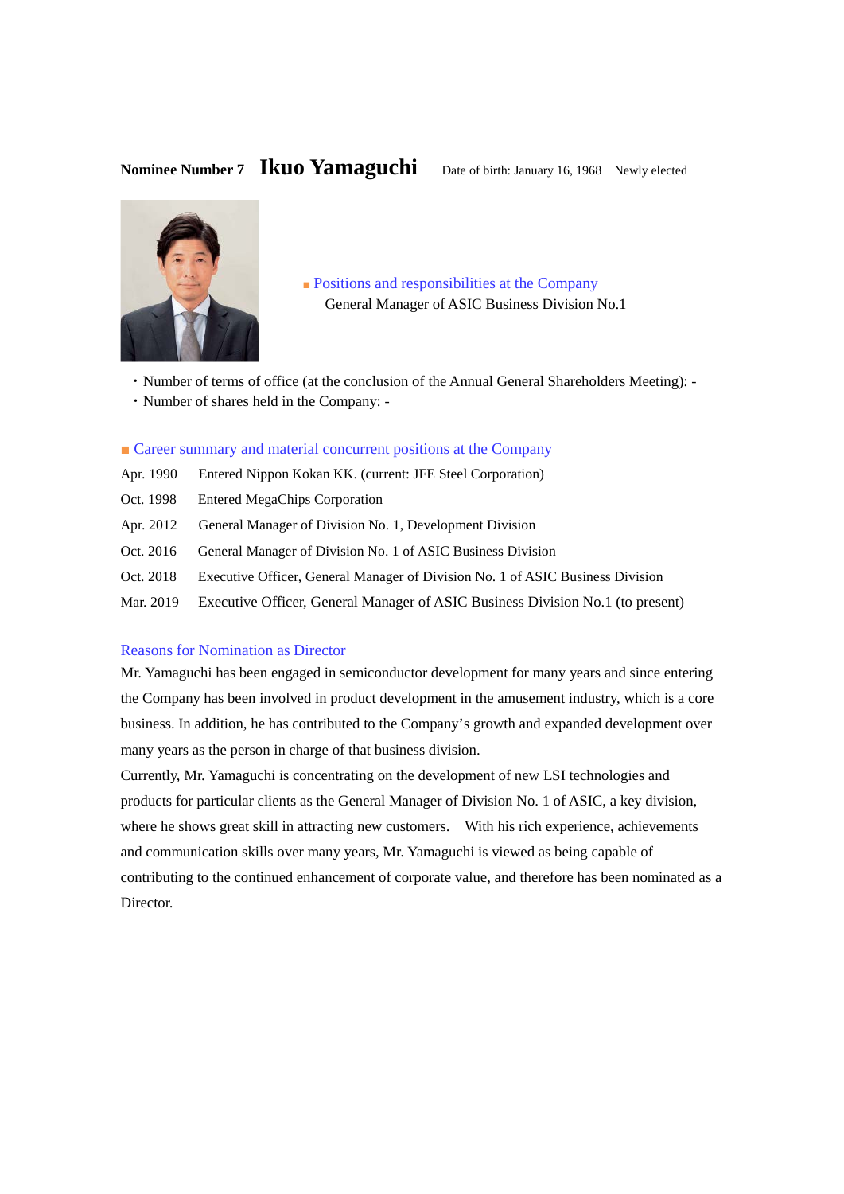**Nominee Number 7** **Ikuo Yamaguchi** Date of birth: January 16, 1968 Newly elected

■ Positions and responsibilities at the Company

General Manager of ASIC Business Division No.1

- Number of terms of office (at the conclusion of the Annual General Shareholders Meeting): -
- Number of shares held in the Company: -

■ Career summary and material concurrent positions at the Company

| | |
|---|---|
| Apr. 1990 | Entered Nippon Kokan KK. (current: JFE Steel Corporation) |
| Oct. 1998 | Entered MegaChips Corporation |
| Apr. 2012 | General Manager of Division No. 1, Development Division |
| Oct. 2016 | General Manager of Division No. 1 of ASIC Business Division |
| Oct. 2018 | Executive Officer, General Manager of Division No. 1 of ASIC Business Division |
| Mar. 2019 | Executive Officer, General Manager of ASIC Business Division No.1 (to present) |

Reasons for Nomination as Director

Mr. Yamaguchi has been engaged in semiconductor development for many years and since entering the Company has been involved in product development in the amusement industry, which is a core business. In addition, he has contributed to the Company's growth and expanded development over many years as the person in charge of that business division.

Currently, Mr. Yamaguchi is concentrating on the development of new LSI technologies and products for particular clients as the General Manager of Division No. 1 of ASIC, a key division, where he shows great skill in attracting new customers. With his rich experience, achievements and communication skills over many years, Mr. Yamaguchi is viewed as being capable of contributing to the continued enhancement of corporate value, and therefore has been nominated as a Director.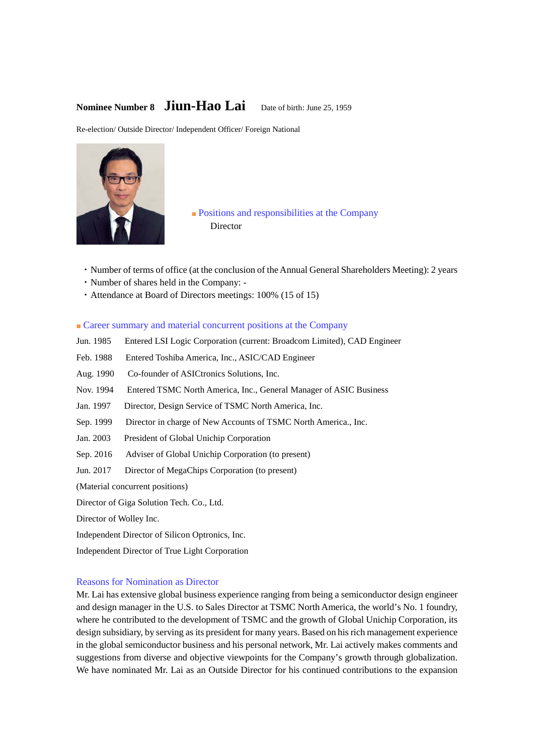**Nominee Number 8** **Jiun-Hao Lai** Date of birth: June 25, 1959

Re-election/ Outside Director/ Independent Officer/ Foreign National

■ Positions and responsibilities at the Company

Director

- Number of terms of office (at the conclusion of the Annual General Shareholders Meeting): 2 years
- Number of shares held in the Company: -
- Attendance at Board of Directors meetings: 100% (15 of 15)

■ Career summary and material concurrent positions at the Company

| | |
|---|---|
| Jun. 1985 | Entered LSI Logic Corporation (current: Broadcom Limited), CAD Engineer |
| Feb. 1988 | Entered Toshiba America, Inc., ASIC/CAD Engineer |
| Aug. 1990 | Co-founder of ASICtronics Solutions, Inc. |
| Nov. 1994 | Entered TSMC North America, Inc., General Manager of ASIC Business |
| Jan. 1997 | Director, Design Service of TSMC North America, Inc. |
| Sep. 1999 | Director in charge of New Accounts of TSMC North America., Inc. |
| Jan. 2003 | President of Global Unichip Corporation |
| Sep. 2016 | Adviser of Global Unichip Corporation (to present) |
| Jun. 2017 | Director of MegaChips Corporation (to present) |

(Material concurrent positions)

Director of Giga Solution Tech. Co., Ltd.

Director of Wolley Inc.

Independent Director of Silicon Optronics, Inc.

Independent Director of True Light Corporation

Reasons for Nomination as Director

Mr. Lai has extensive global business experience ranging from being a semiconductor design engineer and design manager in the U.S. to Sales Director at TSMC North America, the world's No. 1 foundry, where he contributed to the development of TSMC and the growth of Global Unichip Corporation, its design subsidiary, by serving as its president for many years. Based on his rich management experience in the global semiconductor business and his personal network, Mr. Lai actively makes comments and suggestions from diverse and objective viewpoints for the Company's growth through globalization. We have nominated Mr. Lai as an Outside Director for his continued contributions to the expansion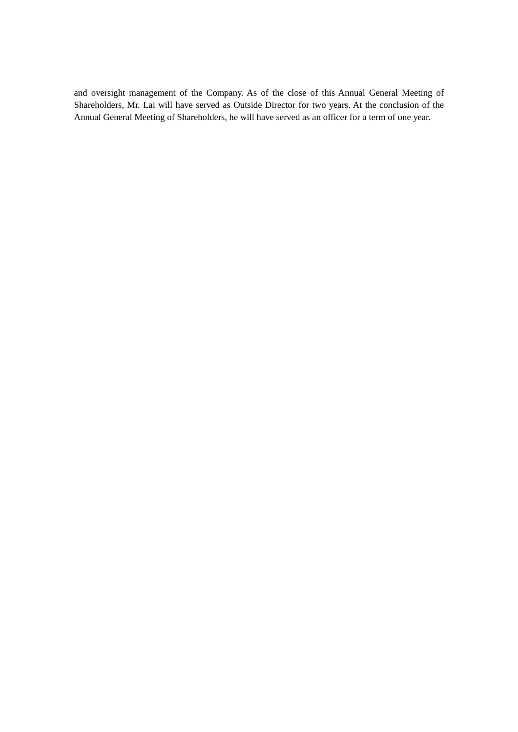and oversight management of the Company. As of the close of this Annual General Meeting of Shareholders, Mr. Lai will have served as Outside Director for two years. At the conclusion of the Annual General Meeting of Shareholders, he will have served as an officer for a term of one year.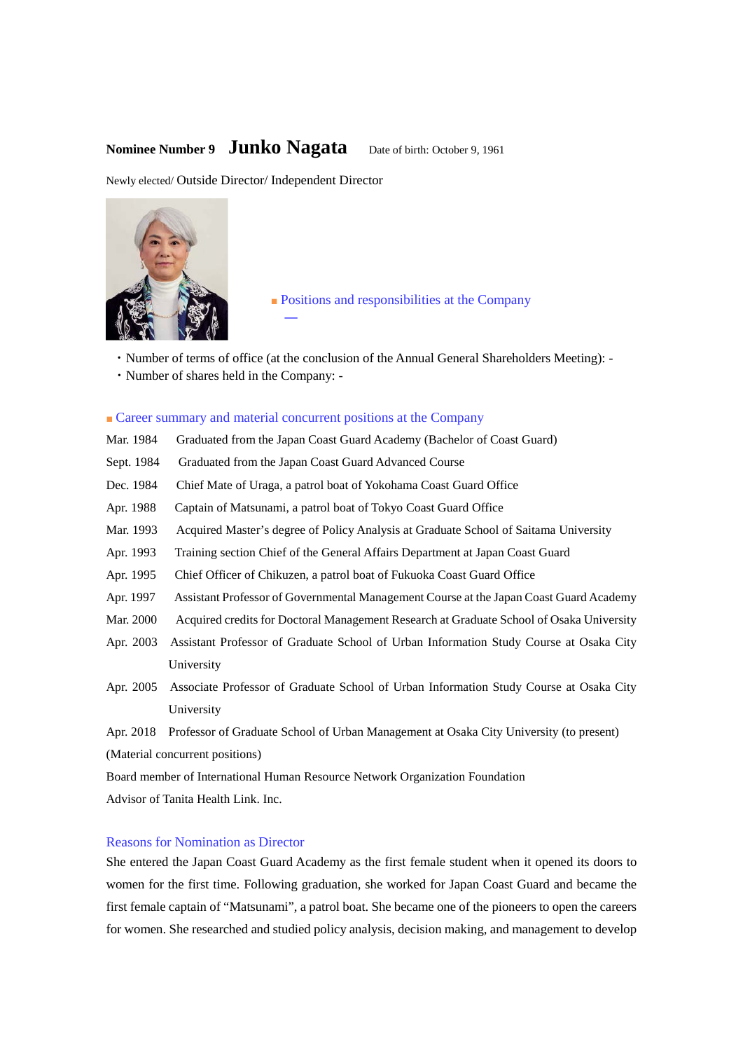**Nominee Number 9** **Junko Nagata** Date of birth: October 9, 1961

Newly elected/ Outside Director/ Independent Director

■ Positions and responsibilities at the Company

—

・Number of terms of office (at the conclusion of the Annual General Shareholders Meeting): -
・Number of shares held in the Company: -

■ Career summary and material concurrent positions at the Company

| | |
|---|---|
| Mar. 1984 | Graduated from the Japan Coast Guard Academy (Bachelor of Coast Guard) |
| Sept. 1984 | Graduated from the Japan Coast Guard Advanced Course |
| Dec. 1984 | Chief Mate of Uraga, a patrol boat of Yokohama Coast Guard Office |
| Apr. 1988 | Captain of Matsunami, a patrol boat of Tokyo Coast Guard Office |
| Mar. 1993 | Acquired Master's degree of Policy Analysis at Graduate School of Saitama University |
| Apr. 1993 | Training section Chief of the General Affairs Department at Japan Coast Guard |
| Apr. 1995 | Chief Officer of Chikuzen, a patrol boat of Fukuoka Coast Guard Office |
| Apr. 1997 | Assistant Professor of Governmental Management Course at the Japan Coast Guard Academy |
| Mar. 2000 | Acquired credits for Doctoral Management Research at Graduate School of Osaka University |
| Apr. 2003 | Assistant Professor of Graduate School of Urban Information Study Course at Osaka City University |
| Apr. 2005 | Associate Professor of Graduate School of Urban Information Study Course at Osaka City University |
| Apr. 2018 | Professor of Graduate School of Urban Management at Osaka City University (to present) |

(Material concurrent positions)

Board member of International Human Resource Network Organization Foundation

Advisor of Tanita Health Link. Inc.

## Reasons for Nomination as Director

She entered the Japan Coast Guard Academy as the first female student when it opened its doors to women for the first time. Following graduation, she worked for Japan Coast Guard and became the first female captain of "Matsunami", a patrol boat. She became one of the pioneers to open the careers for women. She researched and studied policy analysis, decision making, and management to develop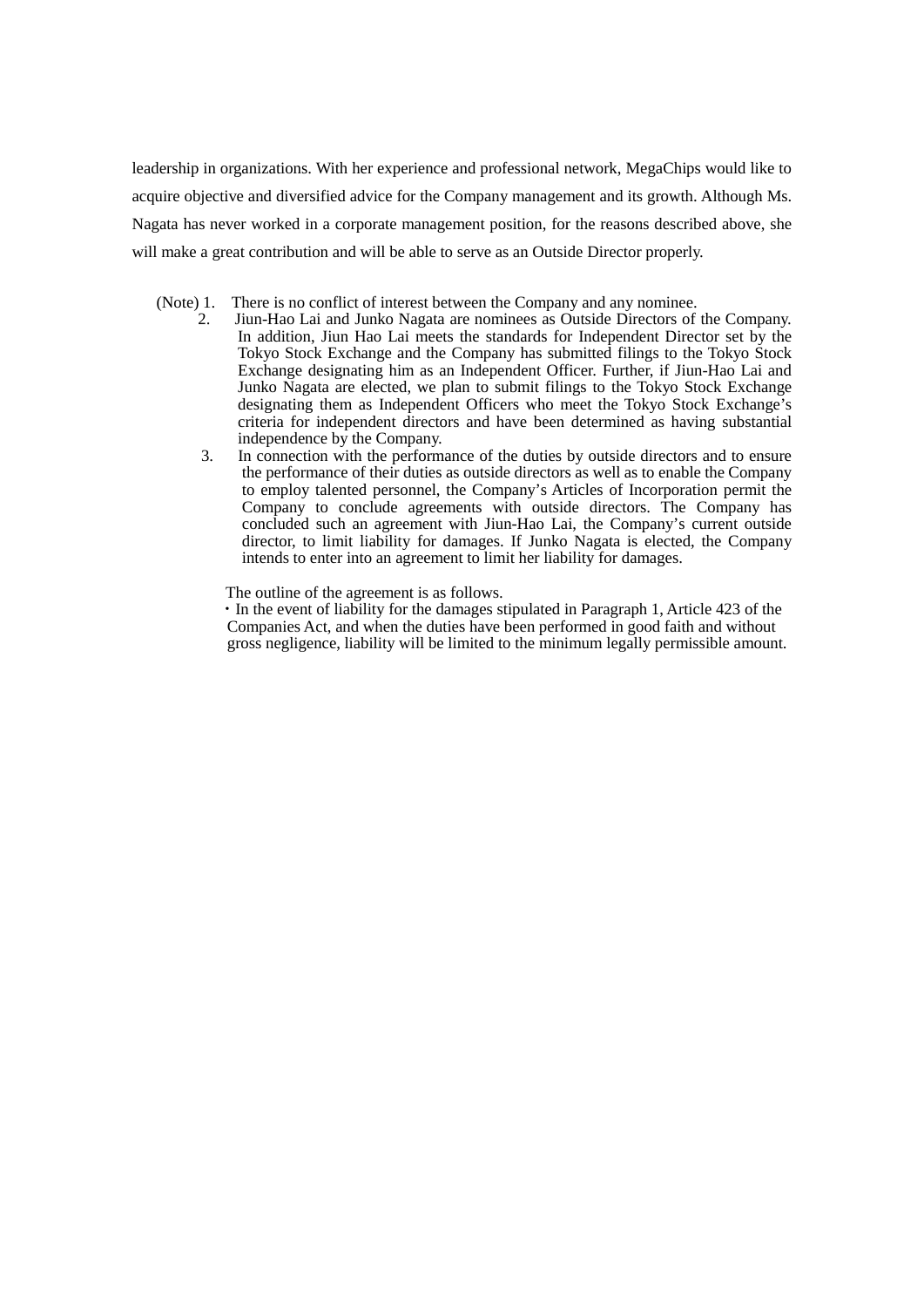leadership in organizations. With her experience and professional network, MegaChips would like to acquire objective and diversified advice for the Company management and its growth. Although Ms. Nagata has never worked in a corporate management position, for the reasons described above, she will make a great contribution and will be able to serve as an Outside Director properly.

(Note) 1. There is no conflict of interest between the Company and any nominee.

2. Jiun-Hao Lai and Junko Nagata are nominees as Outside Directors of the Company. In addition, Jiun Hao Lai meets the standards for Independent Director set by the Tokyo Stock Exchange and the Company has submitted filings to the Tokyo Stock Exchange designating him as an Independent Officer. Further, if Jiun-Hao Lai and Junko Nagata are elected, we plan to submit filings to the Tokyo Stock Exchange designating them as Independent Officers who meet the Tokyo Stock Exchange's criteria for independent directors and have been determined as having substantial independence by the Company.

3. In connection with the performance of the duties by outside directors and to ensure the performance of their duties as outside directors as well as to enable the Company to employ talented personnel, the Company's Articles of Incorporation permit the Company to conclude agreements with outside directors. The Company has concluded such an agreement with Jiun-Hao Lai, the Company's current outside director, to limit liability for damages. If Junko Nagata is elected, the Company intends to enter into an agreement to limit her liability for damages.

The outline of the agreement is as follows.

・In the event of liability for the damages stipulated in Paragraph 1, Article 423 of the Companies Act, and when the duties have been performed in good faith and without gross negligence, liability will be limited to the minimum legally permissible amount.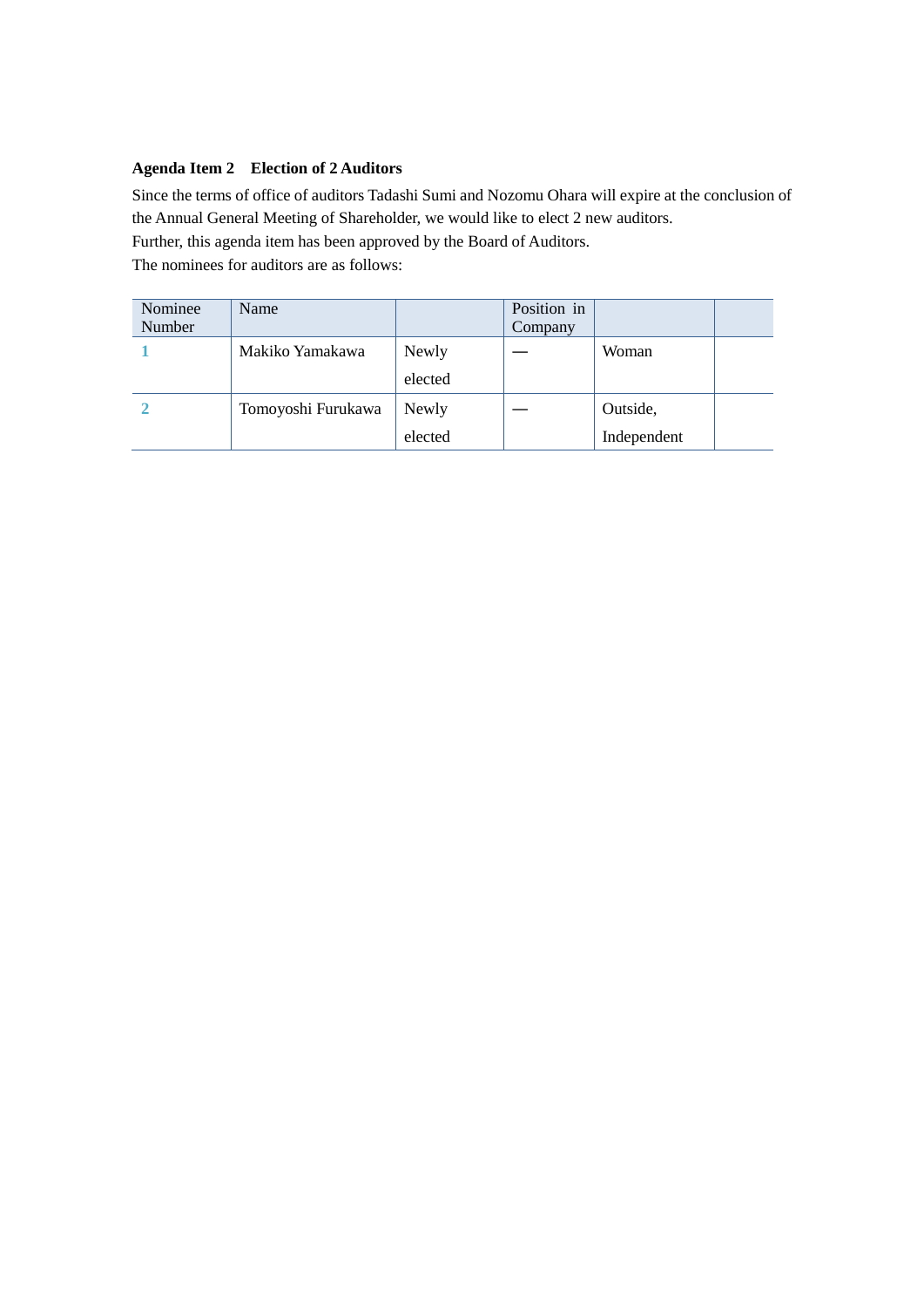**Agenda Item 2　Election of 2 Auditors**

Since the terms of office of auditors Tadashi Sumi and Nozomu Ohara will expire at the conclusion of the Annual General Meeting of Shareholder, we would like to elect 2 new auditors.
Further, this agenda item has been approved by the Board of Auditors.
The nominees for auditors are as follows:

| Nominee Number | Name | | Position in Company | | |
|---|---|---|---|---|---|
| 1 | Makiko Yamakawa | Newly elected | — | Woman | |
| 2 | Tomoyoshi Furukawa | Newly elected | — | Outside, Independent | |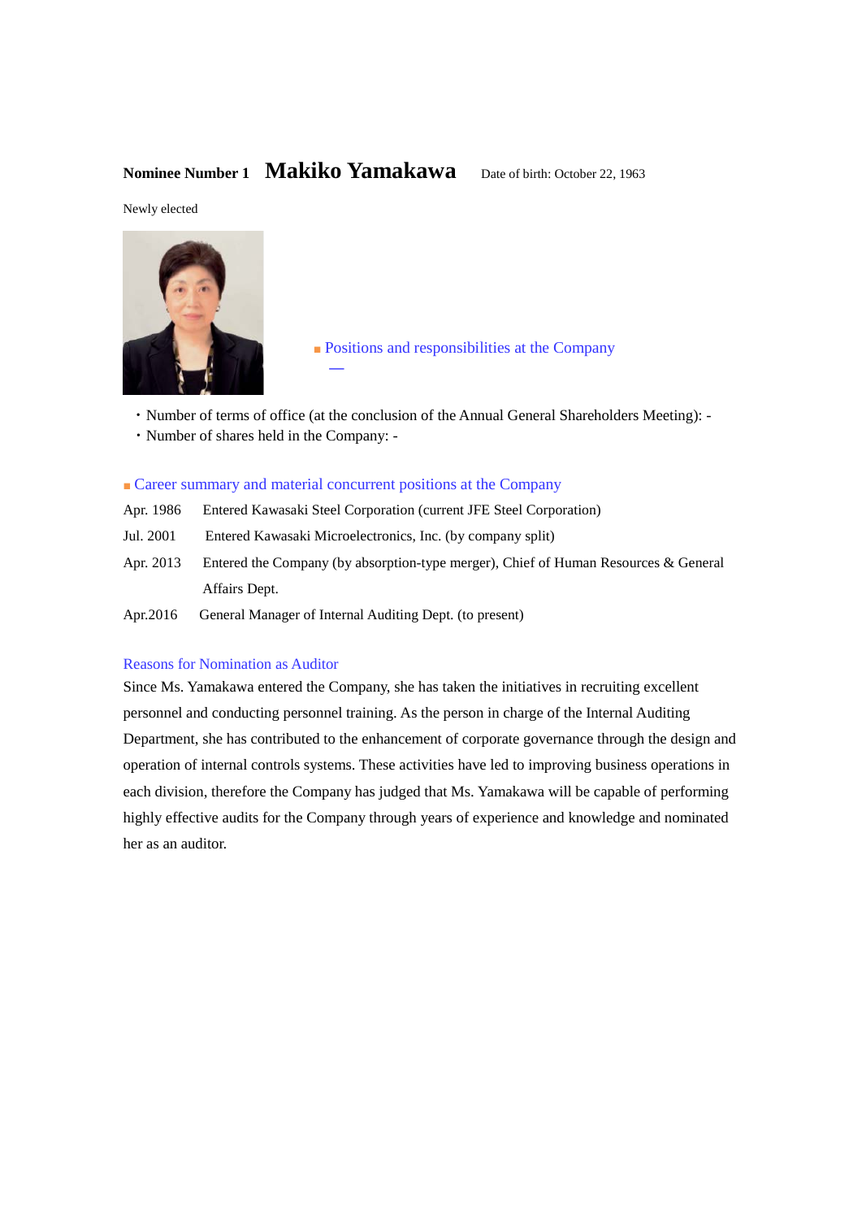**Nominee Number 1** **Makiko Yamakawa** Date of birth: October 22, 1963

Newly elected

■ Positions and responsibilities at the Company

—

・Number of terms of office (at the conclusion of the Annual General Shareholders Meeting): -

・Number of shares held in the Company: -

■ Career summary and material concurrent positions at the Company

| | |
|---|---|
| Apr. 1986 | Entered Kawasaki Steel Corporation (current JFE Steel Corporation) |
| Jul. 2001 | Entered Kawasaki Microelectronics, Inc. (by company split) |
| Apr. 2013 | Entered the Company (by absorption-type merger), Chief of Human Resources & General Affairs Dept. |
| Apr.2016 | General Manager of Internal Auditing Dept. (to present) |

Reasons for Nomination as Auditor

Since Ms. Yamakawa entered the Company, she has taken the initiatives in recruiting excellent personnel and conducting personnel training. As the person in charge of the Internal Auditing Department, she has contributed to the enhancement of corporate governance through the design and operation of internal controls systems. These activities have led to improving business operations in each division, therefore the Company has judged that Ms. Yamakawa will be capable of performing highly effective audits for the Company through years of experience and knowledge and nominated her as an auditor.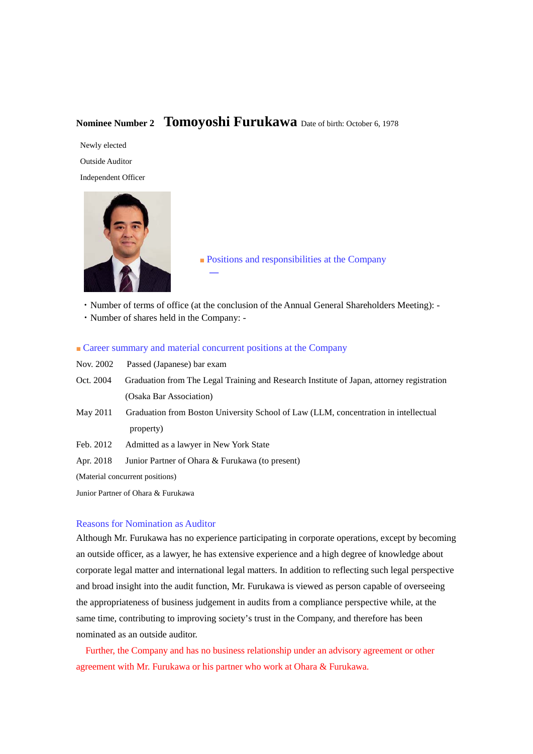**Nominee Number 2** **Tomoyoshi Furukawa** Date of birth: October 6, 1978

Newly elected

Outside Auditor

Independent Officer

■ Positions and responsibilities at the Company

—

・Number of terms of office (at the conclusion of the Annual General Shareholders Meeting): -

・Number of shares held in the Company: -

■ Career summary and material concurrent positions at the Company

| | |
|---|---|
| Nov. 2002 | Passed (Japanese) bar exam |
| Oct. 2004 | Graduation from The Legal Training and Research Institute of Japan, attorney registration (Osaka Bar Association) |
| May 2011 | Graduation from Boston University School of Law (LLM, concentration in intellectual property) |
| Feb. 2012 | Admitted as a lawyer in New York State |
| Apr. 2018 | Junior Partner of Ohara & Furukawa (to present) |

(Material concurrent positions)

Junior Partner of Ohara & Furukawa

Reasons for Nomination as Auditor

Although Mr. Furukawa has no experience participating in corporate operations, except by becoming an outside officer, as a lawyer, he has extensive experience and a high degree of knowledge about corporate legal matter and international legal matters. In addition to reflecting such legal perspective and broad insight into the audit function, Mr. Furukawa is viewed as person capable of overseeing the appropriateness of business judgement in audits from a compliance perspective while, at the same time, contributing to improving society's trust in the Company, and therefore has been nominated as an outside auditor.

Further, the Company and has no business relationship under an advisory agreement or other agreement with Mr. Furukawa or his partner who work at Ohara & Furukawa.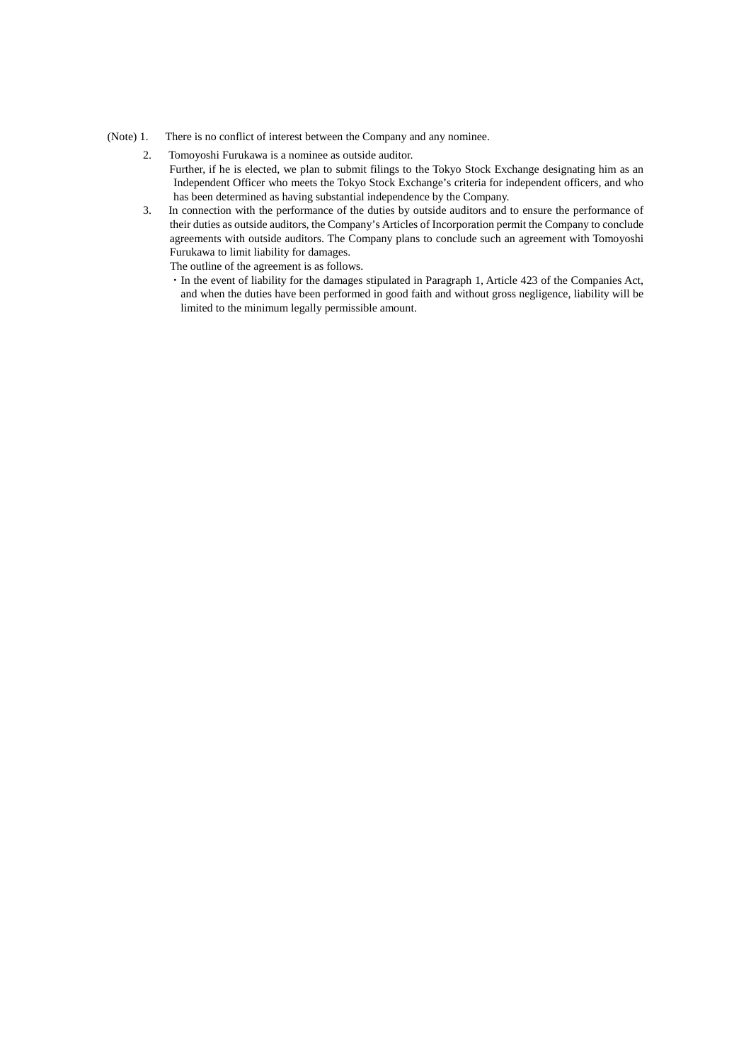(Note) 1. There is no conflict of interest between the Company and any nominee.

2. Tomoyoshi Furukawa is a nominee as outside auditor.
   Further, if he is elected, we plan to submit filings to the Tokyo Stock Exchange designating him as an Independent Officer who meets the Tokyo Stock Exchange's criteria for independent officers, and who has been determined as having substantial independence by the Company.

3. In connection with the performance of the duties by outside auditors and to ensure the performance of their duties as outside auditors, the Company's Articles of Incorporation permit the Company to conclude agreements with outside auditors. The Company plans to conclude such an agreement with Tomoyoshi Furukawa to limit liability for damages.
   The outline of the agreement is as follows.
   - In the event of liability for the damages stipulated in Paragraph 1, Article 423 of the Companies Act, and when the duties have been performed in good faith and without gross negligence, liability will be limited to the minimum legally permissible amount.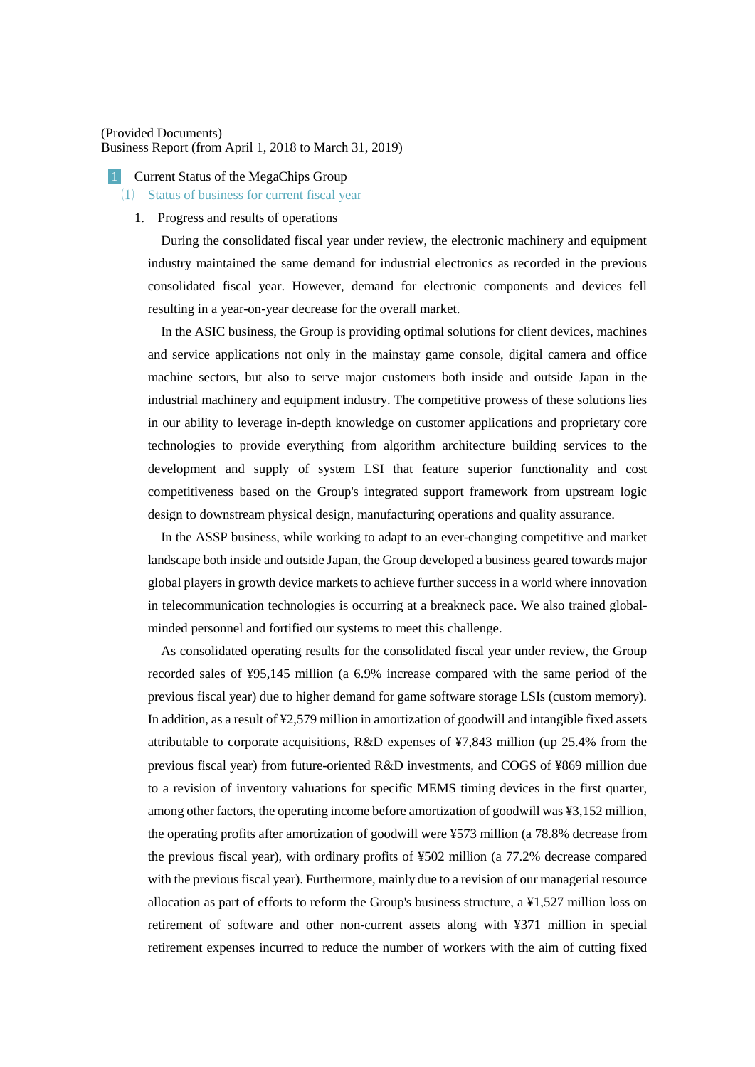(Provided Documents)
Business Report (from April 1, 2018 to March 31, 2019)

# 1 Current Status of the MegaChips Group

## (1) Status of business for current fiscal year

### 1. Progress and results of operations

During the consolidated fiscal year under review, the electronic machinery and equipment industry maintained the same demand for industrial electronics as recorded in the previous consolidated fiscal year. However, demand for electronic components and devices fell resulting in a year-on-year decrease for the overall market.

In the ASIC business, the Group is providing optimal solutions for client devices, machines and service applications not only in the mainstay game console, digital camera and office machine sectors, but also to serve major customers both inside and outside Japan in the industrial machinery and equipment industry. The competitive prowess of these solutions lies in our ability to leverage in-depth knowledge on customer applications and proprietary core technologies to provide everything from algorithm architecture building services to the development and supply of system LSI that feature superior functionality and cost competitiveness based on the Group's integrated support framework from upstream logic design to downstream physical design, manufacturing operations and quality assurance.

In the ASSP business, while working to adapt to an ever-changing competitive and market landscape both inside and outside Japan, the Group developed a business geared towards major global players in growth device markets to achieve further success in a world where innovation in telecommunication technologies is occurring at a breakneck pace. We also trained global-minded personnel and fortified our systems to meet this challenge.

As consolidated operating results for the consolidated fiscal year under review, the Group recorded sales of ¥95,145 million (a 6.9% increase compared with the same period of the previous fiscal year) due to higher demand for game software storage LSIs (custom memory). In addition, as a result of ¥2,579 million in amortization of goodwill and intangible fixed assets attributable to corporate acquisitions, R&D expenses of ¥7,843 million (up 25.4% from the previous fiscal year) from future-oriented R&D investments, and COGS of ¥869 million due to a revision of inventory valuations for specific MEMS timing devices in the first quarter, among other factors, the operating income before amortization of goodwill was ¥3,152 million, the operating profits after amortization of goodwill were ¥573 million (a 78.8% decrease from the previous fiscal year), with ordinary profits of ¥502 million (a 77.2% decrease compared with the previous fiscal year). Furthermore, mainly due to a revision of our managerial resource allocation as part of efforts to reform the Group's business structure, a ¥1,527 million loss on retirement of software and other non-current assets along with ¥371 million in special retirement expenses incurred to reduce the number of workers with the aim of cutting fixed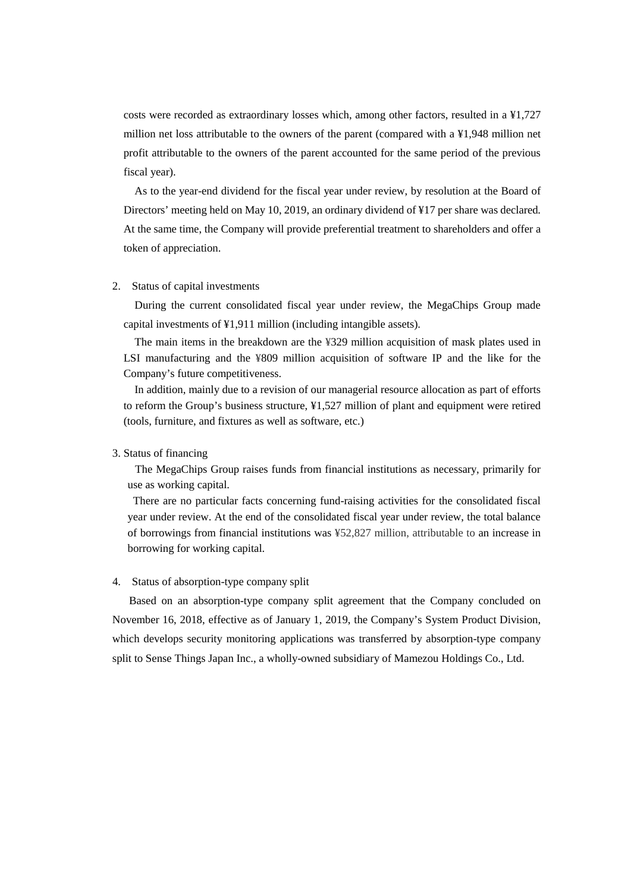costs were recorded as extraordinary losses which, among other factors, resulted in a ¥1,727 million net loss attributable to the owners of the parent (compared with a ¥1,948 million net profit attributable to the owners of the parent accounted for the same period of the previous fiscal year).

As to the year-end dividend for the fiscal year under review, by resolution at the Board of Directors' meeting held on May 10, 2019, an ordinary dividend of ¥17 per share was declared. At the same time, the Company will provide preferential treatment to shareholders and offer a token of appreciation.

2. Status of capital investments

During the current consolidated fiscal year under review, the MegaChips Group made capital investments of ¥1,911 million (including intangible assets).

The main items in the breakdown are the ¥329 million acquisition of mask plates used in LSI manufacturing and the ¥809 million acquisition of software IP and the like for the Company's future competitiveness.

In addition, mainly due to a revision of our managerial resource allocation as part of efforts to reform the Group's business structure, ¥1,527 million of plant and equipment were retired (tools, furniture, and fixtures as well as software, etc.)

3. Status of financing

The MegaChips Group raises funds from financial institutions as necessary, primarily for use as working capital.

There are no particular facts concerning fund-raising activities for the consolidated fiscal year under review. At the end of the consolidated fiscal year under review, the total balance of borrowings from financial institutions was ¥52,827 million, attributable to an increase in borrowing for working capital.

4. Status of absorption-type company split

Based on an absorption-type company split agreement that the Company concluded on November 16, 2018, effective as of January 1, 2019, the Company's System Product Division, which develops security monitoring applications was transferred by absorption-type company split to Sense Things Japan Inc., a wholly-owned subsidiary of Mamezou Holdings Co., Ltd.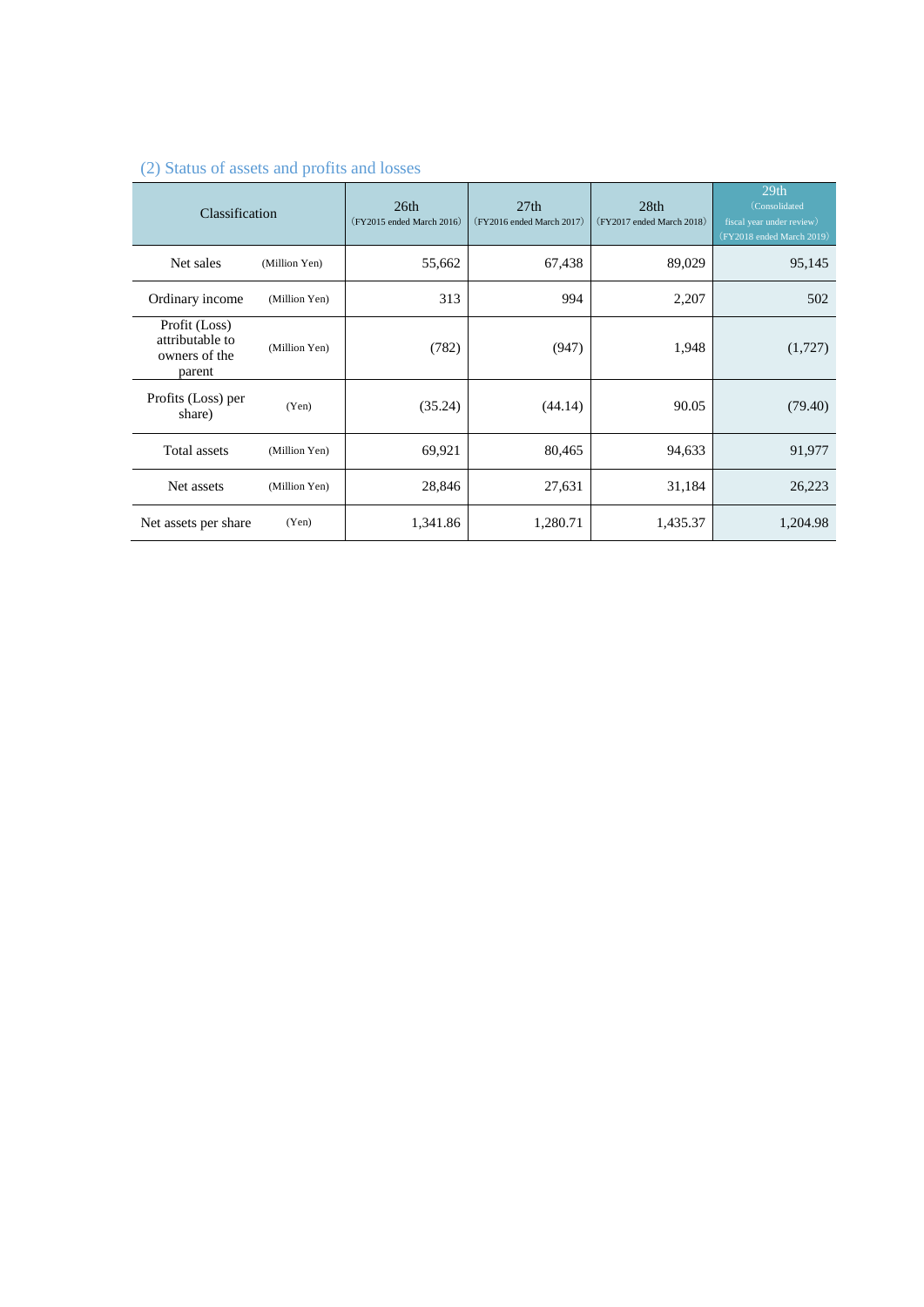## (2) Status of assets and profits and losses

| Classification | | 26th (FY2015 ended March 2016) | 27th (FY2016 ended March 2017) | 28th (FY2017 ended March 2018) | 29th (Consolidated fiscal year under review) (FY2018 ended March 2019) |
|---|---|---|---|---|---|
| Net sales | (Million Yen) | 55,662 | 67,438 | 89,029 | 95,145 |
| Ordinary income | (Million Yen) | 313 | 994 | 2,207 | 502 |
| Profit (Loss) attributable to owners of the parent | (Million Yen) | (782) | (947) | 1,948 | (1,727) |
| Profits (Loss) per share) | (Yen) | (35.24) | (44.14) | 90.05 | (79.40) |
| Total assets | (Million Yen) | 69,921 | 80,465 | 94,633 | 91,977 |
| Net assets | (Million Yen) | 28,846 | 27,631 | 31,184 | 26,223 |
| Net assets per share | (Yen) | 1,341.86 | 1,280.71 | 1,435.37 | 1,204.98 |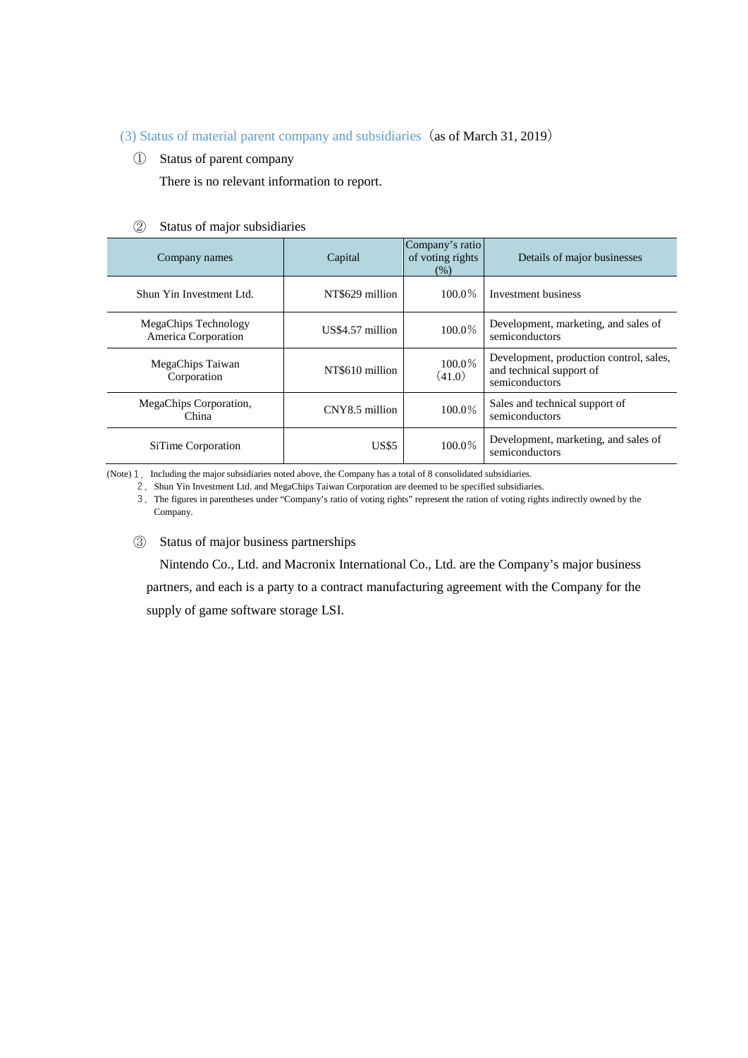### (3) Status of material parent company and subsidiaries（as of March 31, 2019）

① Status of parent company

There is no relevant information to report.

② Status of major subsidiaries

| Company names | Capital | Company's ratio of voting rights (%) | Details of major businesses |
|---|---|---|---|
| Shun Yin Investment Ltd. | NT$629 million | 100.0% | Investment business |
| MegaChips Technology America Corporation | US$4.57 million | 100.0% | Development, marketing, and sales of semiconductors |
| MegaChips Taiwan Corporation | NT$610 million | 100.0% (41.0) | Development, production control, sales, and technical support of semiconductors |
| MegaChips Corporation, China | CNY8.5 million | 100.0% | Sales and technical support of semiconductors |
| SiTime Corporation | US$5 | 100.0% | Development, marketing, and sales of semiconductors |

(Note) 1. Including the major subsidiaries noted above, the Company has a total of 8 consolidated subsidiaries.
2. Shun Yin Investment Ltd. and MegaChips Taiwan Corporation are deemed to be specified subsidiaries.
3. The figures in parentheses under "Company's ratio of voting rights" represent the ration of voting rights indirectly owned by the Company.

③ Status of major business partnerships

Nintendo Co., Ltd. and Macronix International Co., Ltd. are the Company's major business partners, and each is a party to a contract manufacturing agreement with the Company for the supply of game software storage LSI.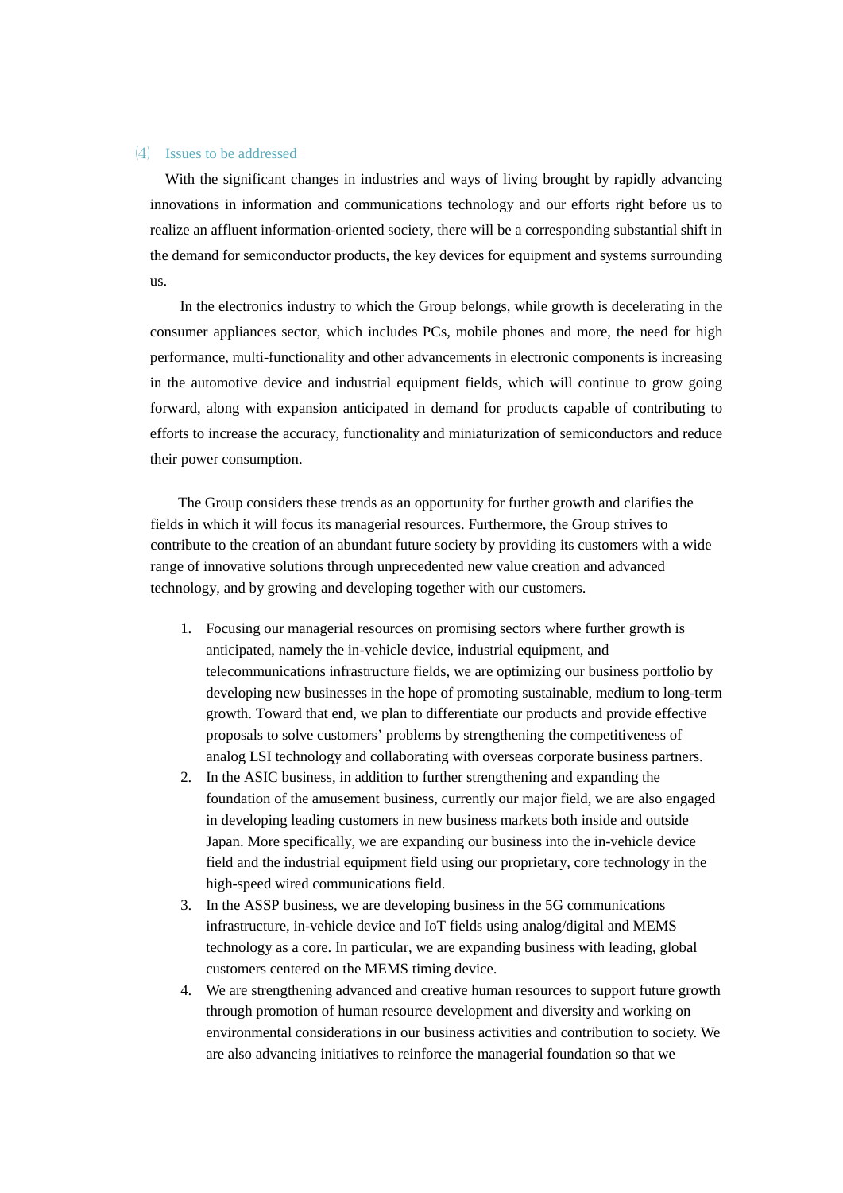### ⑷ Issues to be addressed

With the significant changes in industries and ways of living brought by rapidly advancing innovations in information and communications technology and our efforts right before us to realize an affluent information-oriented society, there will be a corresponding substantial shift in the demand for semiconductor products, the key devices for equipment and systems surrounding us.

In the electronics industry to which the Group belongs, while growth is decelerating in the consumer appliances sector, which includes PCs, mobile phones and more, the need for high performance, multi-functionality and other advancements in electronic components is increasing in the automotive device and industrial equipment fields, which will continue to grow going forward, along with expansion anticipated in demand for products capable of contributing to efforts to increase the accuracy, functionality and miniaturization of semiconductors and reduce their power consumption.

The Group considers these trends as an opportunity for further growth and clarifies the fields in which it will focus its managerial resources. Furthermore, the Group strives to contribute to the creation of an abundant future society by providing its customers with a wide range of innovative solutions through unprecedented new value creation and advanced technology, and by growing and developing together with our customers.

1. Focusing our managerial resources on promising sectors where further growth is anticipated, namely the in-vehicle device, industrial equipment, and telecommunications infrastructure fields, we are optimizing our business portfolio by developing new businesses in the hope of promoting sustainable, medium to long-term growth. Toward that end, we plan to differentiate our products and provide effective proposals to solve customers' problems by strengthening the competitiveness of analog LSI technology and collaborating with overseas corporate business partners.
2. In the ASIC business, in addition to further strengthening and expanding the foundation of the amusement business, currently our major field, we are also engaged in developing leading customers in new business markets both inside and outside Japan. More specifically, we are expanding our business into the in-vehicle device field and the industrial equipment field using our proprietary, core technology in the high-speed wired communications field.
3. In the ASSP business, we are developing business in the 5G communications infrastructure, in-vehicle device and IoT fields using analog/digital and MEMS technology as a core. In particular, we are expanding business with leading, global customers centered on the MEMS timing device.
4. We are strengthening advanced and creative human resources to support future growth through promotion of human resource development and diversity and working on environmental considerations in our business activities and contribution to society. We are also advancing initiatives to reinforce the managerial foundation so that we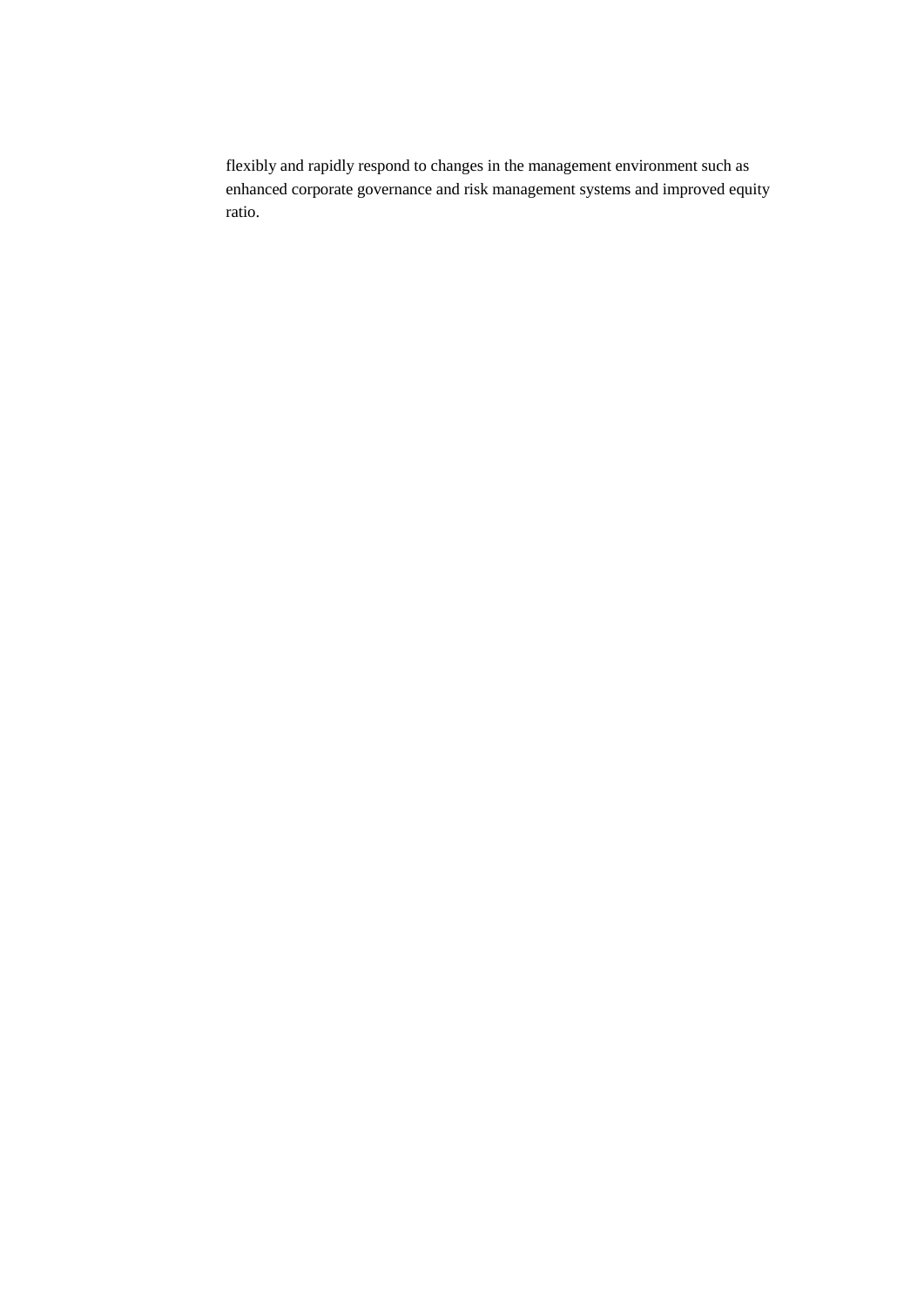flexibly and rapidly respond to changes in the management environment such as enhanced corporate governance and risk management systems and improved equity ratio.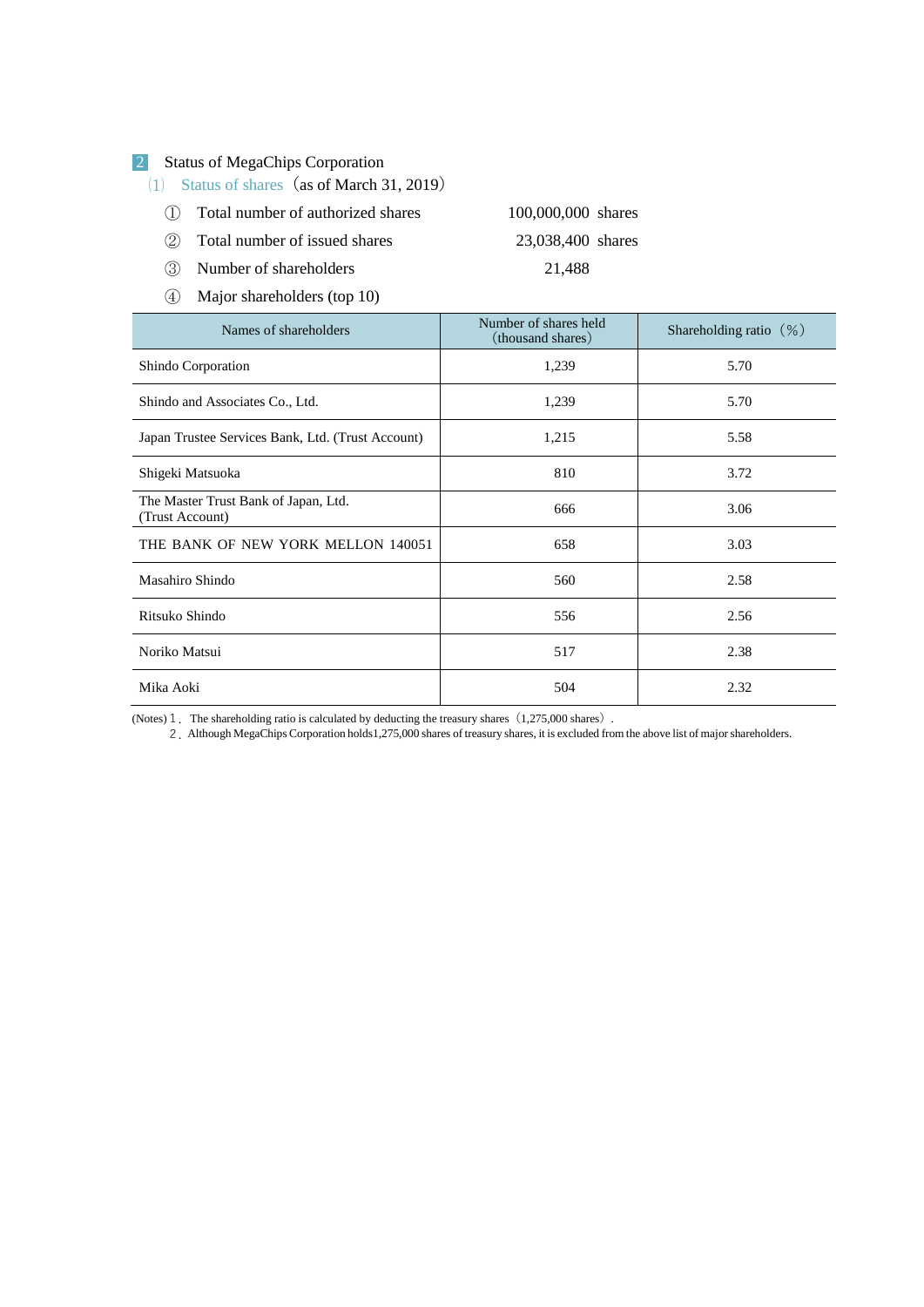## 2 Status of MegaChips Corporation

### (1) Status of shares (as of March 31, 2019)

① Total number of authorized shares 100,000,000 shares

② Total number of issued shares 23,038,400 shares

③ Number of shareholders 21,488

④ Major shareholders (top 10)

| Names of shareholders | Number of shares held (thousand shares) | Shareholding ratio (%) |
|---|---|---|
| Shindo Corporation | 1,239 | 5.70 |
| Shindo and Associates Co., Ltd. | 1,239 | 5.70 |
| Japan Trustee Services Bank, Ltd. (Trust Account) | 1,215 | 5.58 |
| Shigeki Matsuoka | 810 | 3.72 |
| The Master Trust Bank of Japan, Ltd. (Trust Account) | 666 | 3.06 |
| THE BANK OF NEW YORK MELLON 140051 | 658 | 3.03 |
| Masahiro Shindo | 560 | 2.58 |
| Ritsuko Shindo | 556 | 2.56 |
| Noriko Matsui | 517 | 2.38 |
| Mika Aoki | 504 | 2.32 |

(Notes) 1. The shareholding ratio is calculated by deducting the treasury shares (1,275,000 shares).

2. Although MegaChips Corporation holds1,275,000 shares of treasury shares, it is excluded from the above list of major shareholders.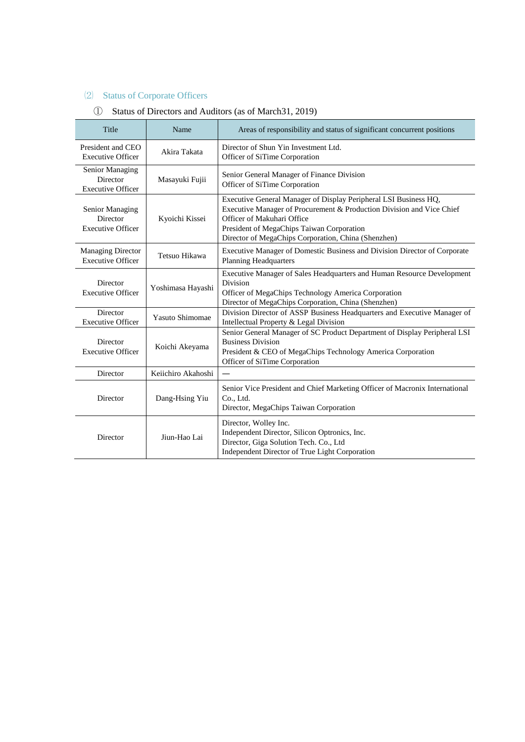## ⑵ Status of Corporate Officers

### ① Status of Directors and Auditors (as of March31, 2019)

| Title | Name | Areas of responsibility and status of significant concurrent positions |
|---|---|---|
| President and CEO<br>Executive Officer | Akira Takata | Director of Shun Yin Investment Ltd.<br>Officer of SiTime Corporation |
| Senior Managing Director<br>Executive Officer | Masayuki Fujii | Senior General Manager of Finance Division<br>Officer of SiTime Corporation |
| Senior Managing Director<br>Executive Officer | Kyoichi Kissei | Executive General Manager of Display Peripheral LSI Business HQ, Executive Manager of Procurement & Production Division and Vice Chief Officer of Makuhari Office<br>President of MegaChips Taiwan Corporation<br>Director of MegaChips Corporation, China (Shenzhen) |
| Managing Director<br>Executive Officer | Tetsuo Hikawa | Executive Manager of Domestic Business and Division Director of Corporate Planning Headquarters |
| Director<br>Executive Officer | Yoshimasa Hayashi | Executive Manager of Sales Headquarters and Human Resource Development Division<br>Officer of MegaChips Technology America Corporation<br>Director of MegaChips Corporation, China (Shenzhen) |
| Director<br>Executive Officer | Yasuto Shimomae | Division Director of ASSP Business Headquarters and Executive Manager of Intellectual Property & Legal Division |
| Director<br>Executive Officer | Koichi Akeyama | Senior General Manager of SC Product Department of Display Peripheral LSI Business Division<br>President & CEO of MegaChips Technology America Corporation<br>Officer of SiTime Corporation |
| Director | Keiichiro Akahoshi | — |
| Director | Dang-Hsing Yiu | Senior Vice President and Chief Marketing Officer of Macronix International Co., Ltd.<br>Director, MegaChips Taiwan Corporation |
| Director | Jiun-Hao Lai | Director, Wolley Inc.<br>Independent Director, Silicon Optronics, Inc.<br>Director, Giga Solution Tech. Co., Ltd<br>Independent Director of True Light Corporation |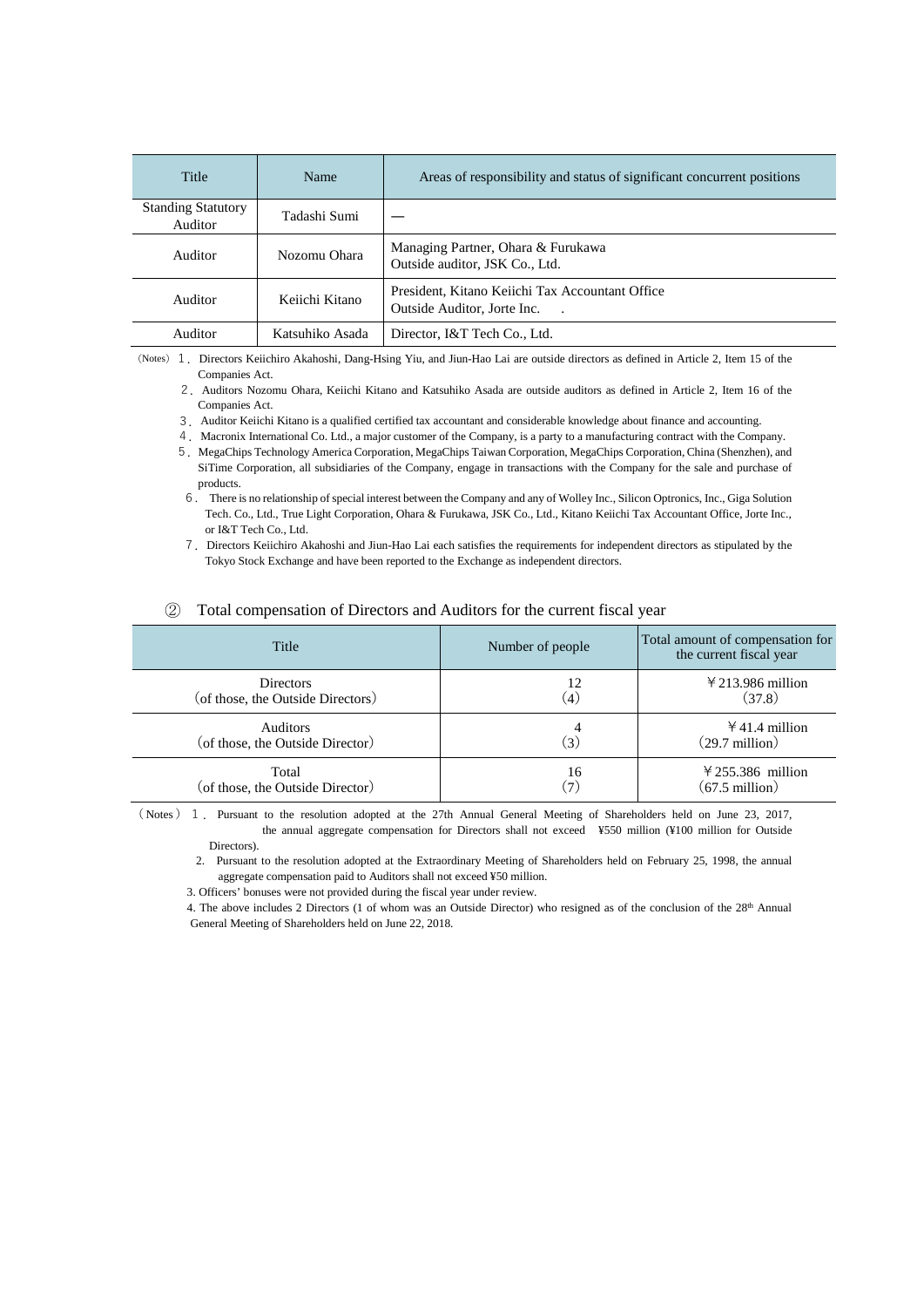| Title | Name | Areas of responsibility and status of significant concurrent positions |
|---|---|---|
| Standing Statutory Auditor | Tadashi Sumi | — |
| Auditor | Nozomu Ohara | Managing Partner, Ohara & Furukawa<br>Outside auditor, JSK Co., Ltd. |
| Auditor | Keiichi Kitano | President, Kitano Keiichi Tax Accountant Office<br>Outside Auditor, Jorte Inc. . |
| Auditor | Katsuhiko Asada | Director, I&T Tech Co., Ltd. |

(Notes) 1． Directors Keiichiro Akahoshi, Dang-Hsing Yiu, and Jiun-Hao Lai are outside directors as defined in Article 2, Item 15 of the Companies Act.

2． Auditors Nozomu Ohara, Keiichi Kitano and Katsuhiko Asada are outside auditors as defined in Article 2, Item 16 of the Companies Act.

3． Auditor Keiichi Kitano is a qualified certified tax accountant and considerable knowledge about finance and accounting.

4． Macronix International Co. Ltd., a major customer of the Company, is a party to a manufacturing contract with the Company.

5． MegaChips Technology America Corporation, MegaChips Taiwan Corporation, MegaChips Corporation, China (Shenzhen), and SiTime Corporation, all subsidiaries of the Company, engage in transactions with the Company for the sale and purchase of products.

6． There is no relationship of special interest between the Company and any of Wolley Inc., Silicon Optronics, Inc., Giga Solution Tech. Co., Ltd., True Light Corporation, Ohara & Furukawa, JSK Co., Ltd., Kitano Keiichi Tax Accountant Office, Jorte Inc., or I&T Tech Co., Ltd.

7． Directors Keiichiro Akahoshi and Jiun-Hao Lai each satisfies the requirements for independent directors as stipulated by the Tokyo Stock Exchange and have been reported to the Exchange as independent directors.

② Total compensation of Directors and Auditors for the current fiscal year

| Title | Number of people | Total amount of compensation for the current fiscal year |
|---|---|---|
| Directors<br>(of those, the Outside Directors) | 12<br>(4) | ￥213.986 million<br>(37.8) |
| Auditors<br>(of those, the Outside Director) | 4<br>(3) | ￥41.4 million<br>(29.7 million) |
| Total<br>(of those, the Outside Director) | 16<br>(7) | ￥255.386 million<br>(67.5 million) |

(Notes) 1． Pursuant to the resolution adopted at the 27th Annual General Meeting of Shareholders held on June 23, 2017, the annual aggregate compensation for Directors shall not exceed ¥550 million (¥100 million for Outside Directors).

2. Pursuant to the resolution adopted at the Extraordinary Meeting of Shareholders held on February 25, 1998, the annual aggregate compensation paid to Auditors shall not exceed ¥50 million.

3. Officers' bonuses were not provided during the fiscal year under review.

4. The above includes 2 Directors (1 of whom was an Outside Director) who resigned as of the conclusion of the 28th Annual General Meeting of Shareholders held on June 22, 2018.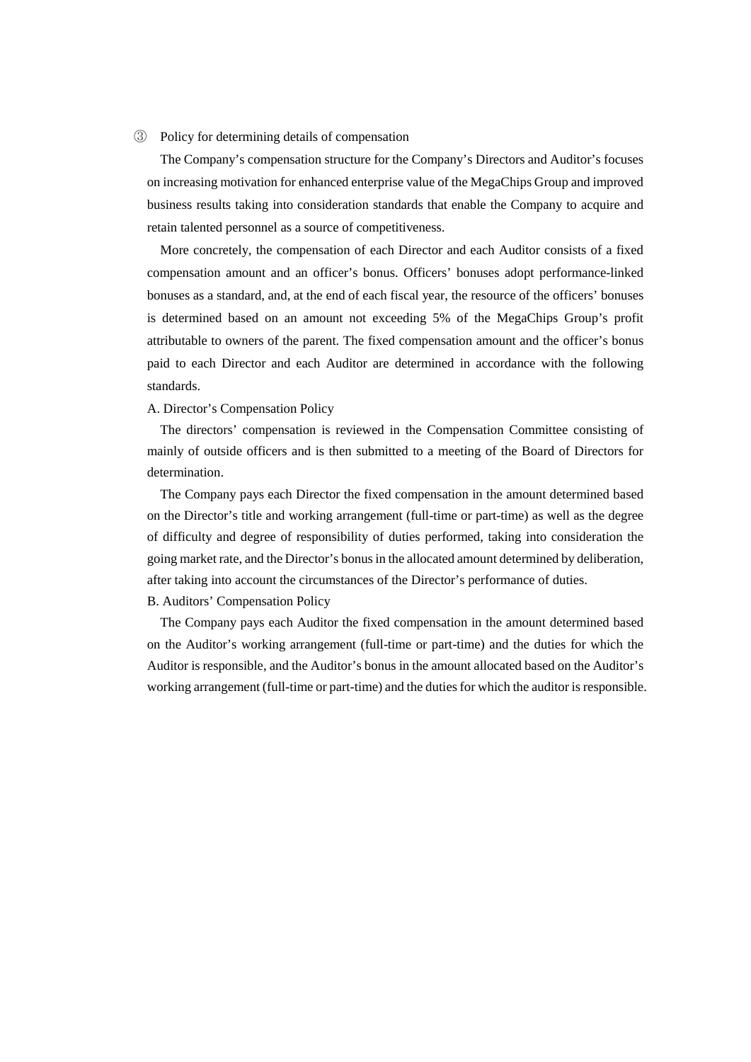③ Policy for determining details of compensation

The Company's compensation structure for the Company's Directors and Auditor's focuses on increasing motivation for enhanced enterprise value of the MegaChips Group and improved business results taking into consideration standards that enable the Company to acquire and retain talented personnel as a source of competitiveness.

More concretely, the compensation of each Director and each Auditor consists of a fixed compensation amount and an officer's bonus. Officers' bonuses adopt performance-linked bonuses as a standard, and, at the end of each fiscal year, the resource of the officers' bonuses is determined based on an amount not exceeding 5% of the MegaChips Group's profit attributable to owners of the parent. The fixed compensation amount and the officer's bonus paid to each Director and each Auditor are determined in accordance with the following standards.

A. Director's Compensation Policy

The directors' compensation is reviewed in the Compensation Committee consisting of mainly of outside officers and is then submitted to a meeting of the Board of Directors for determination.

The Company pays each Director the fixed compensation in the amount determined based on the Director's title and working arrangement (full-time or part-time) as well as the degree of difficulty and degree of responsibility of duties performed, taking into consideration the going market rate, and the Director's bonus in the allocated amount determined by deliberation, after taking into account the circumstances of the Director's performance of duties.

B. Auditors' Compensation Policy

The Company pays each Auditor the fixed compensation in the amount determined based on the Auditor's working arrangement (full-time or part-time) and the duties for which the Auditor is responsible, and the Auditor's bonus in the amount allocated based on the Auditor's working arrangement (full-time or part-time) and the duties for which the auditor is responsible.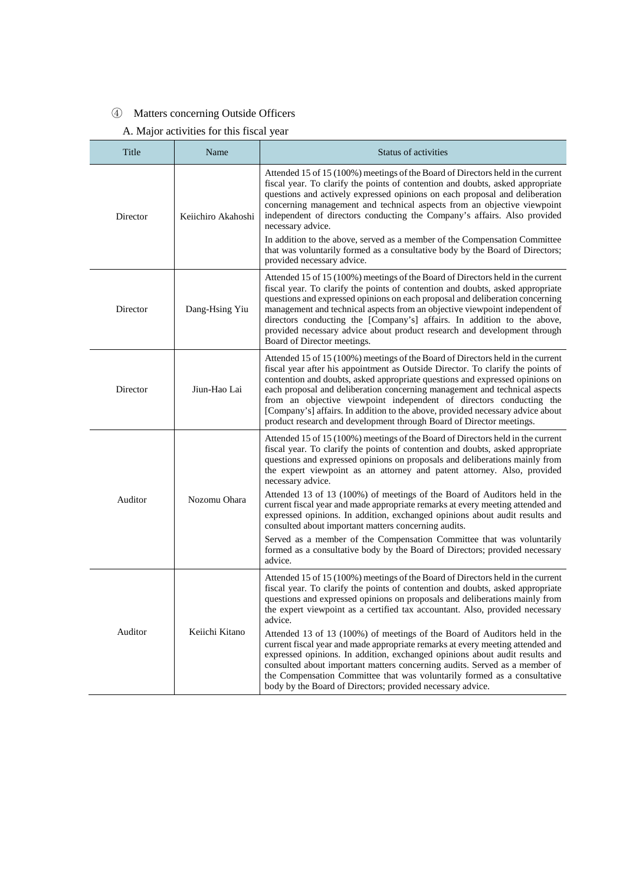④ Matters concerning Outside Officers

A. Major activities for this fiscal year

| Title | Name | Status of activities |
| --- | --- | --- |
| Director | Keiichiro Akahoshi | Attended 15 of 15 (100%) meetings of the Board of Directors held in the current fiscal year. To clarify the points of contention and doubts, asked appropriate questions and actively expressed opinions on each proposal and deliberation concerning management and technical aspects from an objective viewpoint independent of directors conducting the Company's affairs. Also provided necessary advice.<br>In addition to the above, served as a member of the Compensation Committee that was voluntarily formed as a consultative body by the Board of Directors; provided necessary advice. |
| Director | Dang-Hsing Yiu | Attended 15 of 15 (100%) meetings of the Board of Directors held in the current fiscal year. To clarify the points of contention and doubts, asked appropriate questions and expressed opinions on each proposal and deliberation concerning management and technical aspects from an objective viewpoint independent of directors conducting the [Company's] affairs. In addition to the above, provided necessary advice about product research and development through Board of Director meetings. |
| Director | Jiun-Hao Lai | Attended 15 of 15 (100%) meetings of the Board of Directors held in the current fiscal year after his appointment as Outside Director. To clarify the points of contention and doubts, asked appropriate questions and expressed opinions on each proposal and deliberation concerning management and technical aspects from an objective viewpoint independent of directors conducting the [Company's] affairs. In addition to the above, provided necessary advice about product research and development through Board of Director meetings. |
| Auditor | Nozomu Ohara | Attended 15 of 15 (100%) meetings of the Board of Directors held in the current fiscal year. To clarify the points of contention and doubts, asked appropriate questions and expressed opinions on proposals and deliberations mainly from the expert viewpoint as an attorney and patent attorney. Also, provided necessary advice.<br>Attended 13 of 13 (100%) of meetings of the Board of Auditors held in the current fiscal year and made appropriate remarks at every meeting attended and expressed opinions. In addition, exchanged opinions about audit results and consulted about important matters concerning audits.<br>Served as a member of the Compensation Committee that was voluntarily formed as a consultative body by the Board of Directors; provided necessary advice. |
| Auditor | Keiichi Kitano | Attended 15 of 15 (100%) meetings of the Board of Directors held in the current fiscal year. To clarify the points of contention and doubts, asked appropriate questions and expressed opinions on proposals and deliberations mainly from the expert viewpoint as a certified tax accountant. Also, provided necessary advice.<br>Attended 13 of 13 (100%) of meetings of the Board of Auditors held in the current fiscal year and made appropriate remarks at every meeting attended and expressed opinions. In addition, exchanged opinions about audit results and consulted about important matters concerning audits. Served as a member of the Compensation Committee that was voluntarily formed as a consultative body by the Board of Directors; provided necessary advice. |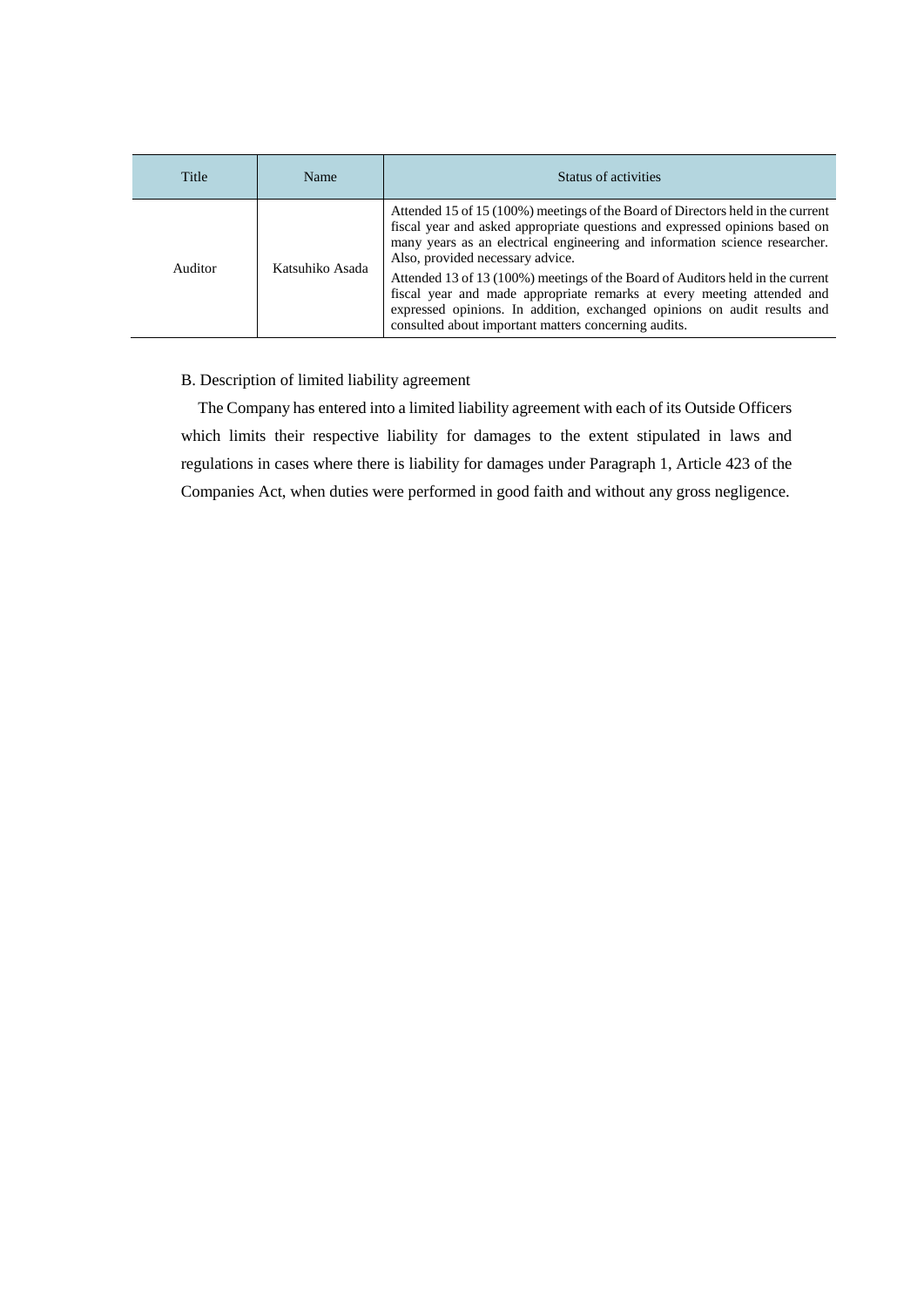| Title | Name | Status of activities |
|---|---|---|
| Auditor | Katsuhiko Asada | Attended 15 of 15 (100%) meetings of the Board of Directors held in the current fiscal year and asked appropriate questions and expressed opinions based on many years as an electrical engineering and information science researcher. Also, provided necessary advice.<br>Attended 13 of 13 (100%) meetings of the Board of Auditors held in the current fiscal year and made appropriate remarks at every meeting attended and expressed opinions. In addition, exchanged opinions on audit results and consulted about important matters concerning audits. |

B. Description of limited liability agreement

The Company has entered into a limited liability agreement with each of its Outside Officers which limits their respective liability for damages to the extent stipulated in laws and regulations in cases where there is liability for damages under Paragraph 1, Article 423 of the Companies Act, when duties were performed in good faith and without any gross negligence.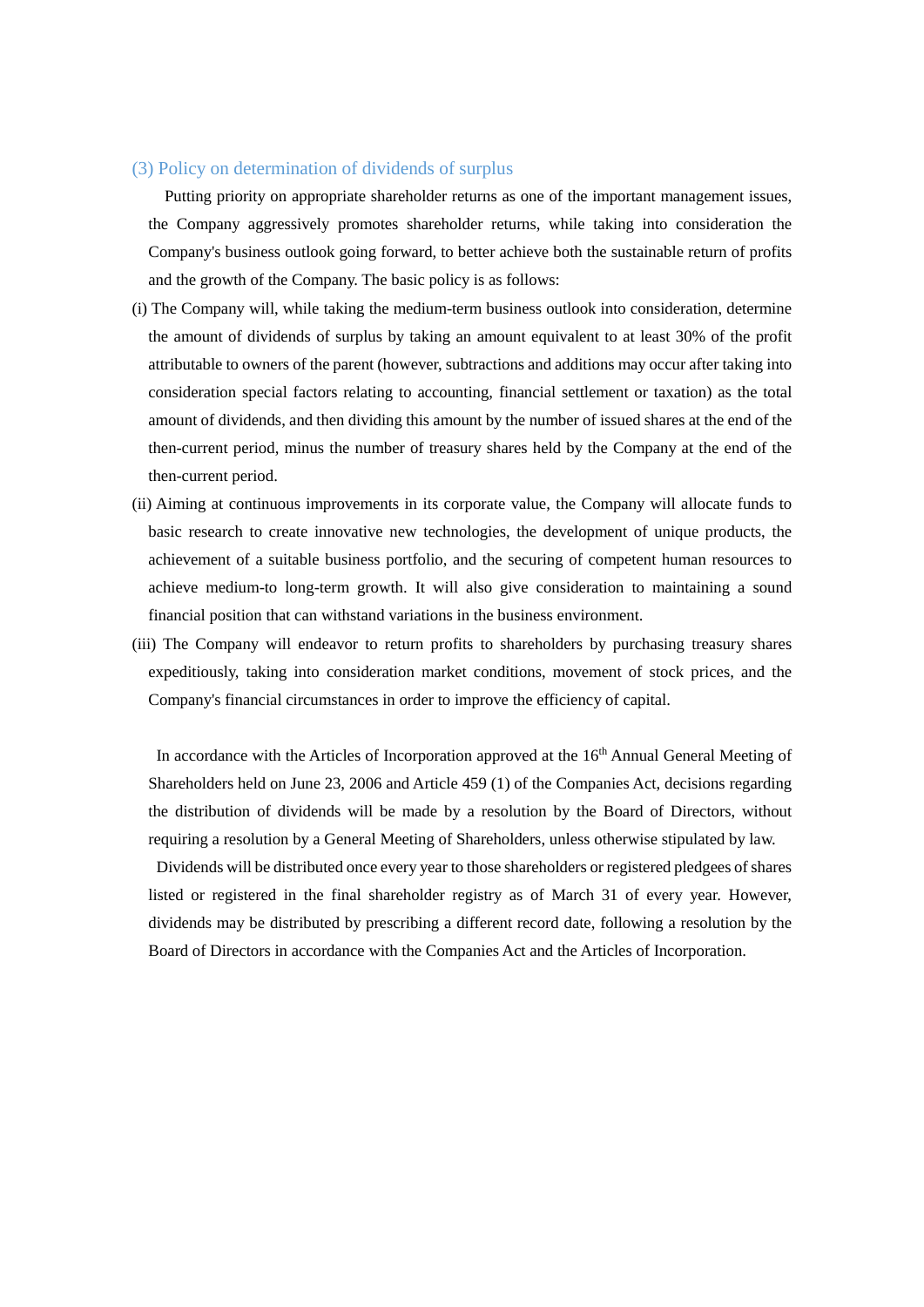### (3) Policy on determination of dividends of surplus

Putting priority on appropriate shareholder returns as one of the important management issues, the Company aggressively promotes shareholder returns, while taking into consideration the Company's business outlook going forward, to better achieve both the sustainable return of profits and the growth of the Company. The basic policy is as follows:

(i) The Company will, while taking the medium-term business outlook into consideration, determine the amount of dividends of surplus by taking an amount equivalent to at least 30% of the profit attributable to owners of the parent (however, subtractions and additions may occur after taking into consideration special factors relating to accounting, financial settlement or taxation) as the total amount of dividends, and then dividing this amount by the number of issued shares at the end of the then-current period, minus the number of treasury shares held by the Company at the end of the then-current period.

(ii) Aiming at continuous improvements in its corporate value, the Company will allocate funds to basic research to create innovative new technologies, the development of unique products, the achievement of a suitable business portfolio, and the securing of competent human resources to achieve medium-to long-term growth. It will also give consideration to maintaining a sound financial position that can withstand variations in the business environment.

(iii) The Company will endeavor to return profits to shareholders by purchasing treasury shares expeditiously, taking into consideration market conditions, movement of stock prices, and the Company's financial circumstances in order to improve the efficiency of capital.

In accordance with the Articles of Incorporation approved at the 16th Annual General Meeting of Shareholders held on June 23, 2006 and Article 459 (1) of the Companies Act, decisions regarding the distribution of dividends will be made by a resolution by the Board of Directors, without requiring a resolution by a General Meeting of Shareholders, unless otherwise stipulated by law.

Dividends will be distributed once every year to those shareholders or registered pledgees of shares listed or registered in the final shareholder registry as of March 31 of every year. However, dividends may be distributed by prescribing a different record date, following a resolution by the Board of Directors in accordance with the Companies Act and the Articles of Incorporation.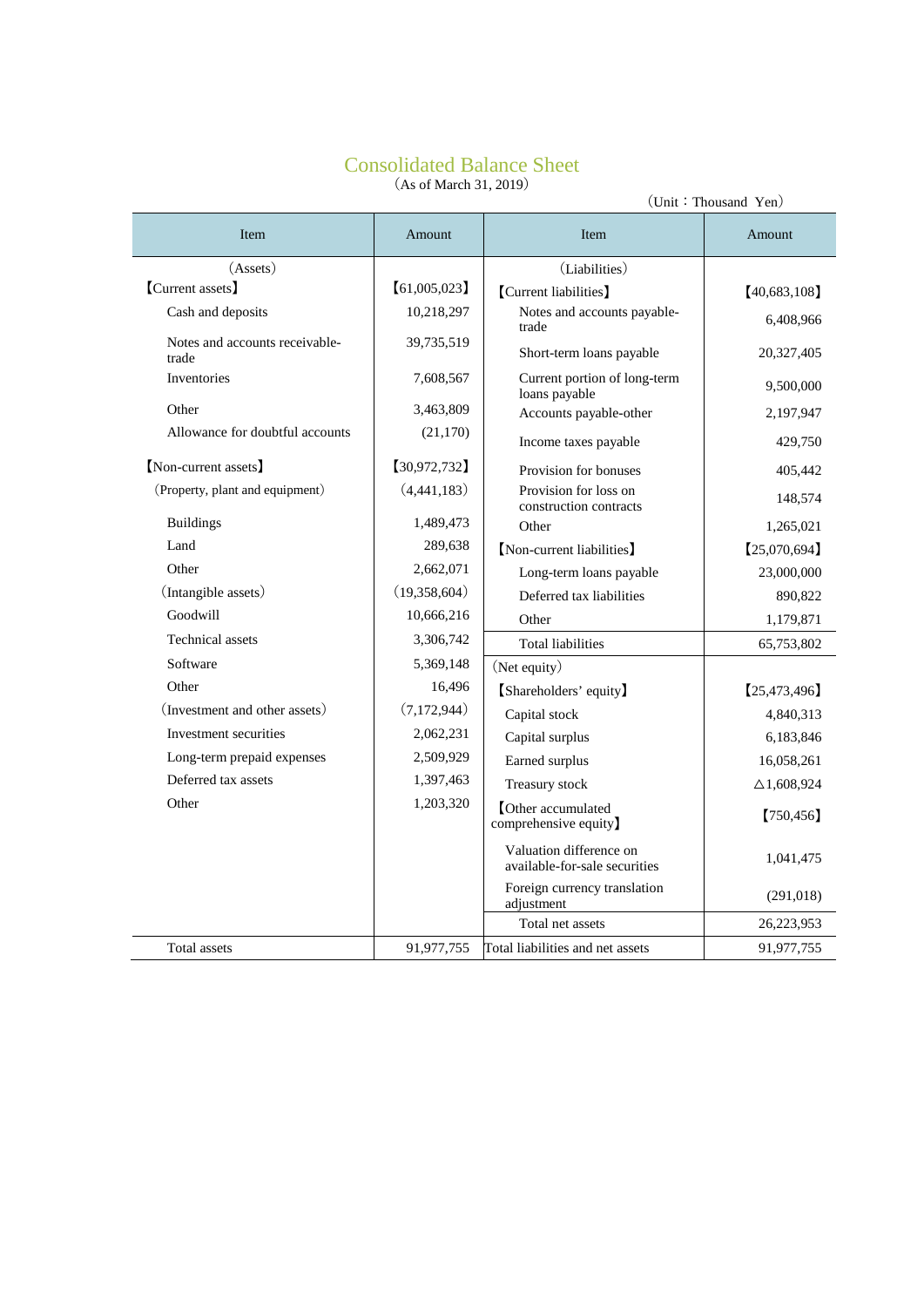# Consolidated Balance Sheet

(As of March 31, 2019)

(Unit：Thousand Yen)

| Item | Amount | Item | Amount |
|---|---|---|---|
| (Assets) | | (Liabilities) | |
| 【Current assets】 | 【61,005,023】 | 【Current liabilities】 | 【40,683,108】 |
| Cash and deposits | 10,218,297 | Notes and accounts payable-trade | 6,408,966 |
| Notes and accounts receivable-trade | 39,735,519 | Short-term loans payable | 20,327,405 |
| Inventories | 7,608,567 | Current portion of long-term loans payable | 9,500,000 |
| Other | 3,463,809 | Accounts payable-other | 2,197,947 |
| Allowance for doubtful accounts | (21,170) | Income taxes payable | 429,750 |
| 【Non-current assets】 | 【30,972,732】 | Provision for bonuses | 405,442 |
| (Property, plant and equipment) | (4,441,183) | Provision for loss on construction contracts | 148,574 |
| Buildings | 1,489,473 | Other | 1,265,021 |
| Land | 289,638 | 【Non-current liabilities】 | 【25,070,694】 |
| Other | 2,662,071 | Long-term loans payable | 23,000,000 |
| (Intangible assets) | (19,358,604) | Deferred tax liabilities | 890,822 |
| Goodwill | 10,666,216 | Other | 1,179,871 |
| Technical assets | 3,306,742 | Total liabilities | 65,753,802 |
| Software | 5,369,148 | (Net equity) | |
| Other | 16,496 | 【Shareholders' equity】 | 【25,473,496】 |
| (Investment and other assets) | (7,172,944) | Capital stock | 4,840,313 |
| Investment securities | 2,062,231 | Capital surplus | 6,183,846 |
| Long-term prepaid expenses | 2,509,929 | Earned surplus | 16,058,261 |
| Deferred tax assets | 1,397,463 | Treasury stock | △1,608,924 |
| Other | 1,203,320 | 【Other accumulated comprehensive equity】 | 【750,456】 |
| | | Valuation difference on available-for-sale securities | 1,041,475 |
| | | Foreign currency translation adjustment | (291,018) |
| | | Total net assets | 26,223,953 |
| Total assets | 91,977,755 | Total liabilities and net assets | 91,977,755 |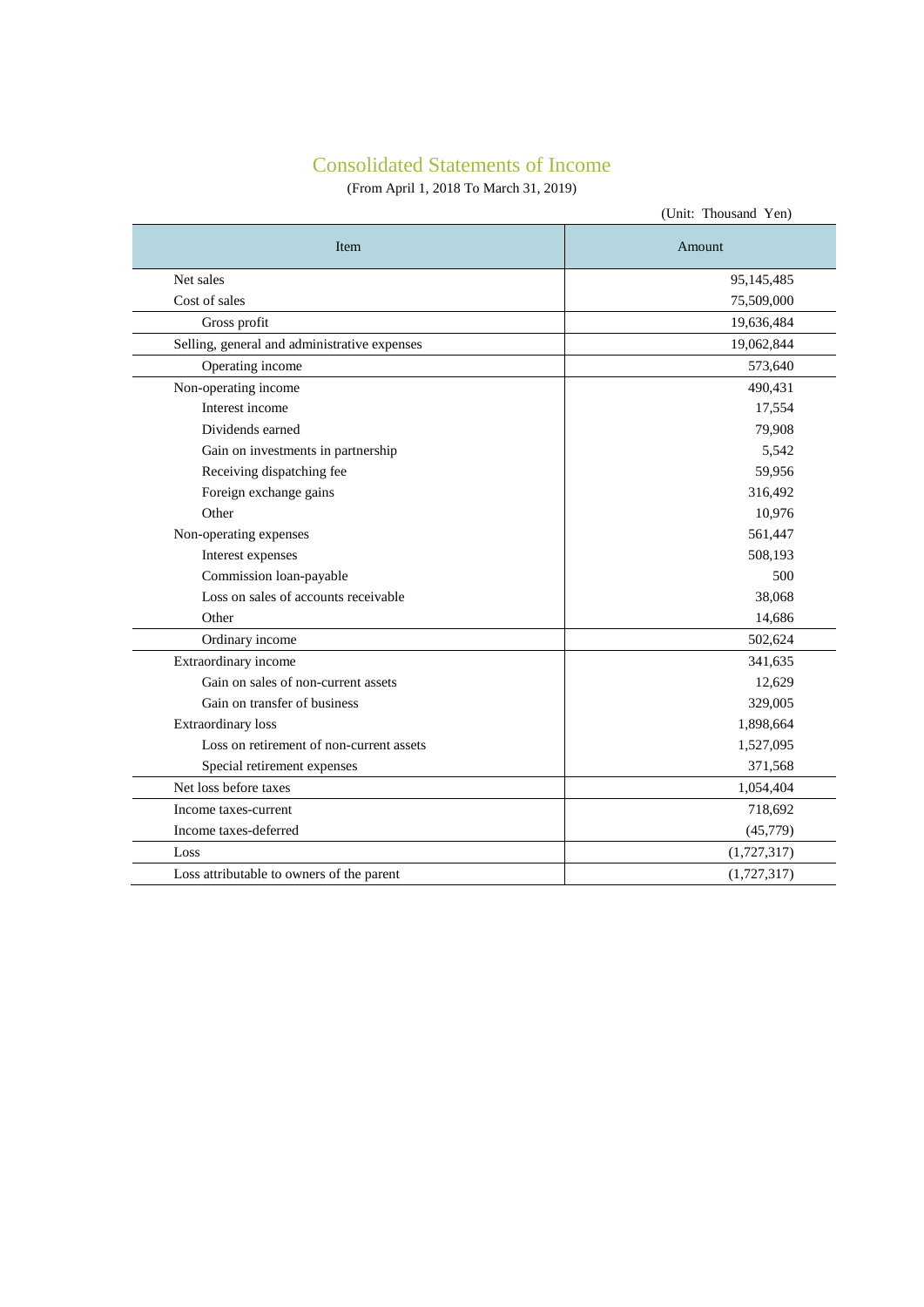# Consolidated Statements of Income

(From April 1, 2018 To March 31, 2019)

(Unit: Thousand Yen)

| Item | Amount |
|---|---|
| Net sales | 95,145,485 |
| Cost of sales | 75,509,000 |
| Gross profit | 19,636,484 |
| Selling, general and administrative expenses | 19,062,844 |
| Operating income | 573,640 |
| Non-operating income | 490,431 |
| Interest income | 17,554 |
| Dividends earned | 79,908 |
| Gain on investments in partnership | 5,542 |
| Receiving dispatching fee | 59,956 |
| Foreign exchange gains | 316,492 |
| Other | 10,976 |
| Non-operating expenses | 561,447 |
| Interest expenses | 508,193 |
| Commission loan-payable | 500 |
| Loss on sales of accounts receivable | 38,068 |
| Other | 14,686 |
| Ordinary income | 502,624 |
| Extraordinary income | 341,635 |
| Gain on sales of non-current assets | 12,629 |
| Gain on transfer of business | 329,005 |
| Extraordinary loss | 1,898,664 |
| Loss on retirement of non-current assets | 1,527,095 |
| Special retirement expenses | 371,568 |
| Net loss before taxes | 1,054,404 |
| Income taxes-current | 718,692 |
| Income taxes-deferred | (45,779) |
| Loss | (1,727,317) |
| Loss attributable to owners of the parent | (1,727,317) |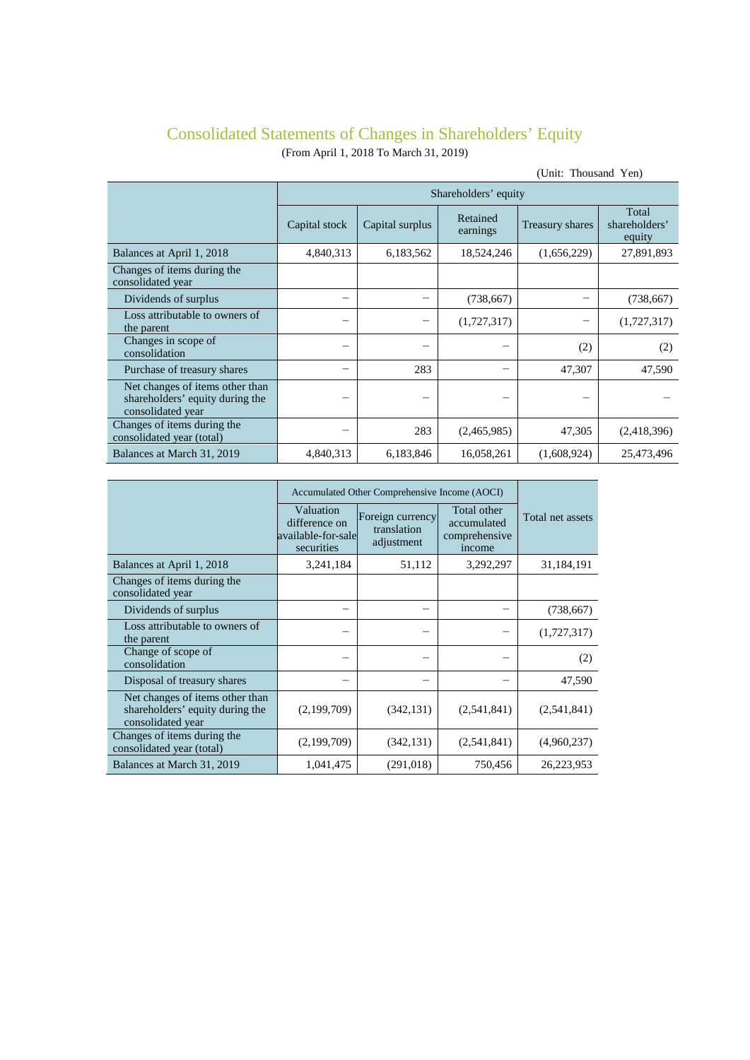## Consolidated Statements of Changes in Shareholders' Equity

(From April 1, 2018 To March 31, 2019)

(Unit: Thousand Yen)

| | Shareholders' equity | | | | |
|---|---|---|---|---|---|
| | Capital stock | Capital surplus | Retained earnings | Treasury shares | Total shareholders' equity |
| Balances at April 1, 2018 | 4,840,313 | 6,183,562 | 18,524,246 | (1,656,229) | 27,891,893 |
| Changes of items during the consolidated year | | | | | |
| Dividends of surplus | − | − | (738,667) | − | (738,667) |
| Loss attributable to owners of the parent | − | − | (1,727,317) | − | (1,727,317) |
| Changes in scope of consolidation | − | − | − | (2) | (2) |
| Purchase of treasury shares | − | 283 | − | 47,307 | 47,590 |
| Net changes of items other than shareholders' equity during the consolidated year | − | − | − | − | − |
| Changes of items during the consolidated year (total) | − | 283 | (2,465,985) | 47,305 | (2,418,396) |
| Balances at March 31, 2019 | 4,840,313 | 6,183,846 | 16,058,261 | (1,608,924) | 25,473,496 |

| | Accumulated Other Comprehensive Income (AOCI) | | | Total net assets |
|---|---|---|---|---|
| | Valuation difference on available-for-sale securities | Foreign currency translation adjustment | Total other accumulated comprehensive income | |
| Balances at April 1, 2018 | 3,241,184 | 51,112 | 3,292,297 | 31,184,191 |
| Changes of items during the consolidated year | | | | |
| Dividends of surplus | − | − | − | (738,667) |
| Loss attributable to owners of the parent | − | − | − | (1,727,317) |
| Change of scope of consolidation | − | − | − | (2) |
| Disposal of treasury shares | − | − | − | 47,590 |
| Net changes of items other than shareholders' equity during the consolidated year | (2,199,709) | (342,131) | (2,541,841) | (2,541,841) |
| Changes of items during the consolidated year (total) | (2,199,709) | (342,131) | (2,541,841) | (4,960,237) |
| Balances at March 31, 2019 | 1,041,475 | (291,018) | 750,456 | 26,223,953 |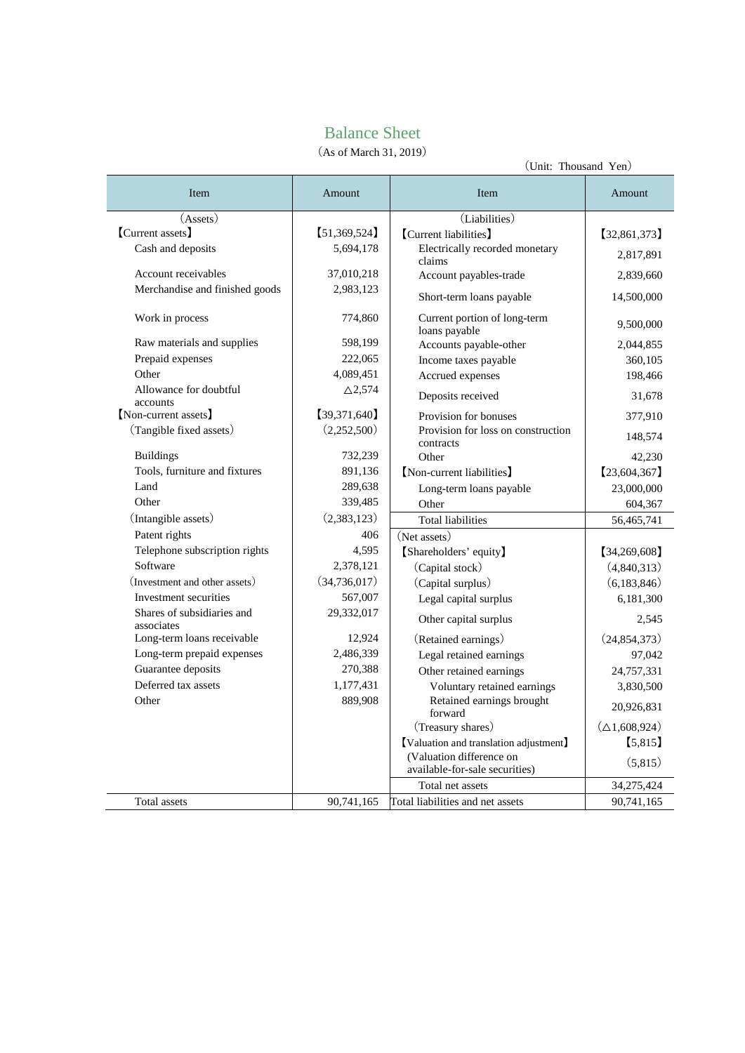# Balance Sheet

（As of March 31, 2019）

（Unit: Thousand Yen）

| Item | Amount | Item | Amount |
|---|---|---|---|
| （Assets） | | （Liabilities） | |
| 【Current assets】 | 【51,369,524】 | 【Current liabilities】 | 【32,861,373】 |
| Cash and deposits | 5,694,178 | Electrically recorded monetary claims | 2,817,891 |
| Account receivables | 37,010,218 | Account payables-trade | 2,839,660 |
| Merchandise and finished goods | 2,983,123 | Short-term loans payable | 14,500,000 |
| Work in process | 774,860 | Current portion of long-term loans payable | 9,500,000 |
| Raw materials and supplies | 598,199 | Accounts payable-other | 2,044,855 |
| Prepaid expenses | 222,065 | Income taxes payable | 360,105 |
| Other | 4,089,451 | Accrued expenses | 198,466 |
| Allowance for doubtful accounts | △2,574 | Deposits received | 31,678 |
| 【Non-current assets】 | 【39,371,640】 | Provision for bonuses | 377,910 |
| （Tangible fixed assets） | （2,252,500） | Provision for loss on construction contracts | 148,574 |
| Buildings | 732,239 | Other | 42,230 |
| Tools, furniture and fixtures | 891,136 | 【Non-current liabilities】 | 【23,604,367】 |
| Land | 289,638 | Long-term loans payable | 23,000,000 |
| Other | 339,485 | Other | 604,367 |
| （Intangible assets） | （2,383,123） | Total liabilities | 56,465,741 |
| Patent rights | 406 | （Net assets） | |
| Telephone subscription rights | 4,595 | 【Shareholders' equity】 | 【34,269,608】 |
| Software | 2,378,121 | （Capital stock） | （4,840,313） |
| （Investment and other assets） | （34,736,017） | （Capital surplus） | （6,183,846） |
| Investment securities | 567,007 | Legal capital surplus | 6,181,300 |
| Shares of subsidiaries and associates | 29,332,017 | Other capital surplus | 2,545 |
| Long-term loans receivable | 12,924 | （Retained earnings） | （24,854,373） |
| Long-term prepaid expenses | 2,486,339 | Legal retained earnings | 97,042 |
| Guarantee deposits | 270,388 | Other retained earnings | 24,757,331 |
| Deferred tax assets | 1,177,431 | Voluntary retained earnings | 3,830,500 |
| Other | 889,908 | Retained earnings brought forward | 20,926,831 |
| | | （Treasury shares） | （△1,608,924） |
| | | 【Valuation and translation adjustment】 | 【5,815】 |
| | | (Valuation difference on available-for-sale securities) | （5,815） |
| | | Total net assets | 34,275,424 |
| Total assets | 90,741,165 | Total liabilities and net assets | 90,741,165 |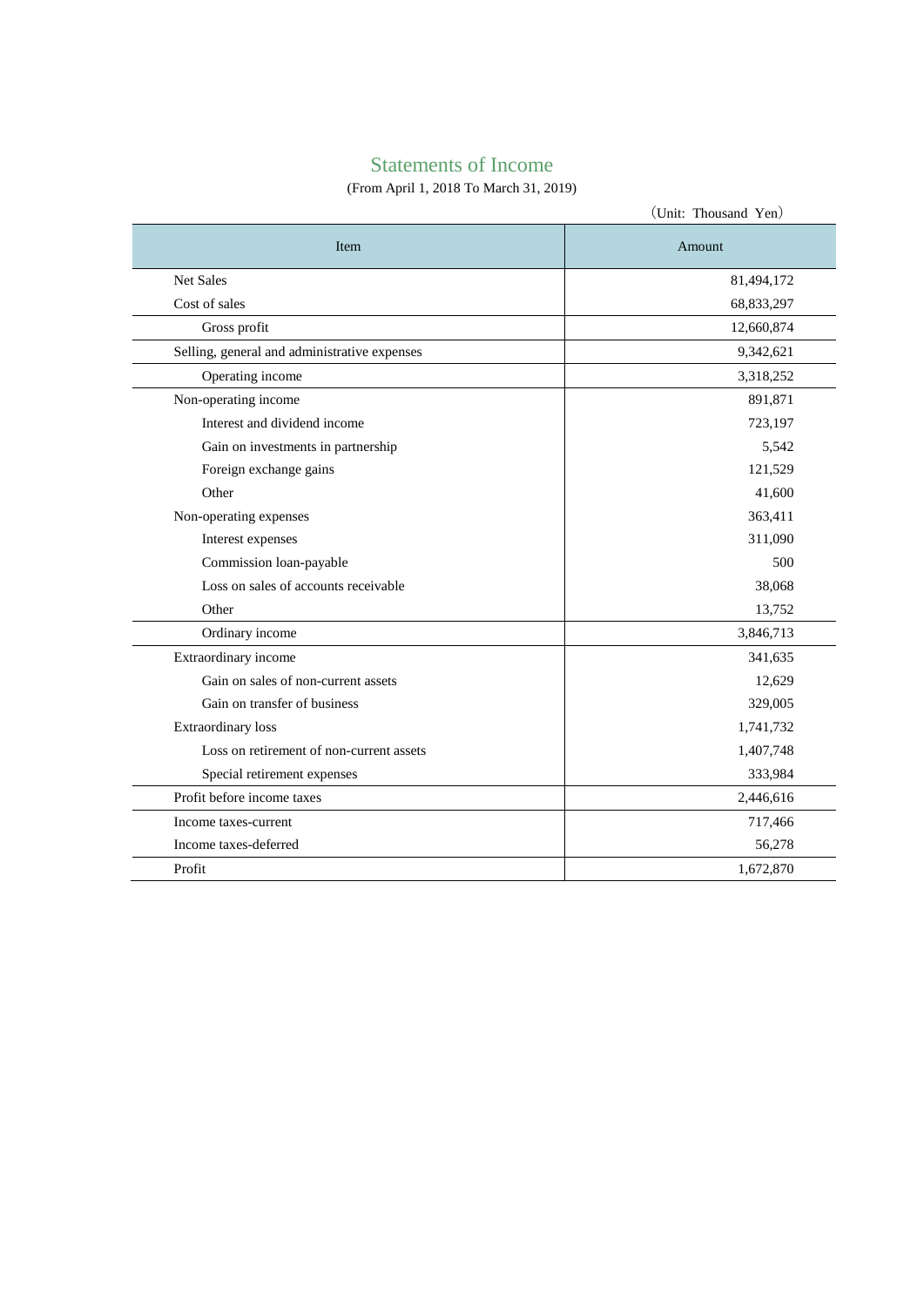# Statements of Income

(From April 1, 2018 To March 31, 2019)

（Unit: Thousand Yen）

| Item | Amount |
|---|---|
| Net Sales | 81,494,172 |
| Cost of sales | 68,833,297 |
| Gross profit | 12,660,874 |
| Selling, general and administrative expenses | 9,342,621 |
| Operating income | 3,318,252 |
| Non-operating income | 891,871 |
| Interest and dividend income | 723,197 |
| Gain on investments in partnership | 5,542 |
| Foreign exchange gains | 121,529 |
| Other | 41,600 |
| Non-operating expenses | 363,411 |
| Interest expenses | 311,090 |
| Commission loan-payable | 500 |
| Loss on sales of accounts receivable | 38,068 |
| Other | 13,752 |
| Ordinary income | 3,846,713 |
| Extraordinary income | 341,635 |
| Gain on sales of non-current assets | 12,629 |
| Gain on transfer of business | 329,005 |
| Extraordinary loss | 1,741,732 |
| Loss on retirement of non-current assets | 1,407,748 |
| Special retirement expenses | 333,984 |
| Profit before income taxes | 2,446,616 |
| Income taxes-current | 717,466 |
| Income taxes-deferred | 56,278 |
| Profit | 1,672,870 |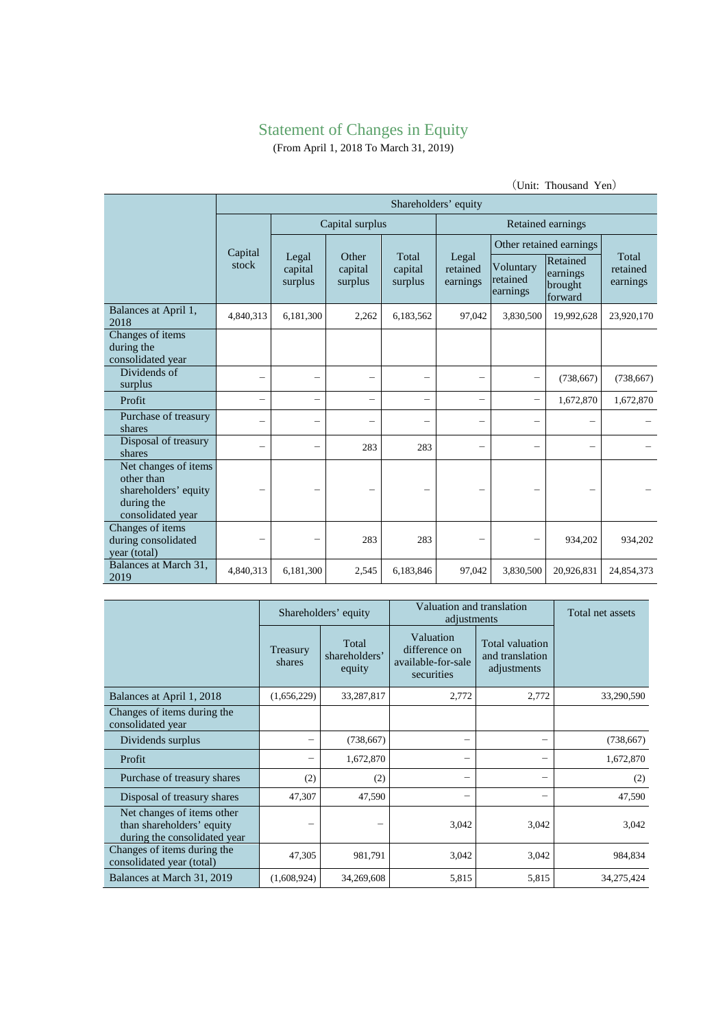# Statement of Changes in Equity

(From April 1, 2018 To March 31, 2019)

(Unit: Thousand Yen)

| | Shareholders' equity | | | | | | | |
|---|---|---|---|---|---|---|---|---|
| | Capital stock | Capital surplus | | | Retained earnings | | | |
| | | Legal capital surplus | Other capital surplus | Total capital surplus | Legal retained earnings | Other retained earnings | | Total retained earnings |
| | | | | | | Voluntary retained earnings | Retained earnings brought forward | |
| Balances at April 1, 2018 | 4,840,313 | 6,181,300 | 2,262 | 6,183,562 | 97,042 | 3,830,500 | 19,992,628 | 23,920,170 |
| Changes of items during the consolidated year | | | | | | | | |
| Dividends of surplus | – | – | – | – | – | – | (738,667) | (738,667) |
| Profit | – | – | – | – | – | – | 1,672,870 | 1,672,870 |
| Purchase of treasury shares | – | – | – | – | – | – | – | – |
| Disposal of treasury shares | – | – | 283 | 283 | – | – | – | – |
| Net changes of items other than shareholders' equity during the consolidated year | – | – | – | – | – | – | – | – |
| Changes of items during consolidated year (total) | – | – | 283 | 283 | – | – | 934,202 | 934,202 |
| Balances at March 31, 2019 | 4,840,313 | 6,181,300 | 2,545 | 6,183,846 | 97,042 | 3,830,500 | 20,926,831 | 24,854,373 |

| | Shareholders' equity | | Valuation and translation adjustments | | Total net assets |
|---|---|---|---|---|---|
| | Treasury shares | Total shareholders' equity | Valuation difference on available-for-sale securities | Total valuation and translation adjustments | |
| Balances at April 1, 2018 | (1,656,229) | 33,287,817 | 2,772 | 2,772 | 33,290,590 |
| Changes of items during the consolidated year | | | | | |
| Dividends surplus | – | (738,667) | – | – | (738,667) |
| Profit | – | 1,672,870 | – | – | 1,672,870 |
| Purchase of treasury shares | (2) | (2) | – | – | (2) |
| Disposal of treasury shares | 47,307 | 47,590 | – | – | 47,590 |
| Net changes of items other than shareholders' equity during the consolidated year | – | – | 3,042 | 3,042 | 3,042 |
| Changes of items during the consolidated year (total) | 47,305 | 981,791 | 3,042 | 3,042 | 984,834 |
| Balances at March 31, 2019 | (1,608,924) | 34,269,608 | 5,815 | 5,815 | 34,275,424 |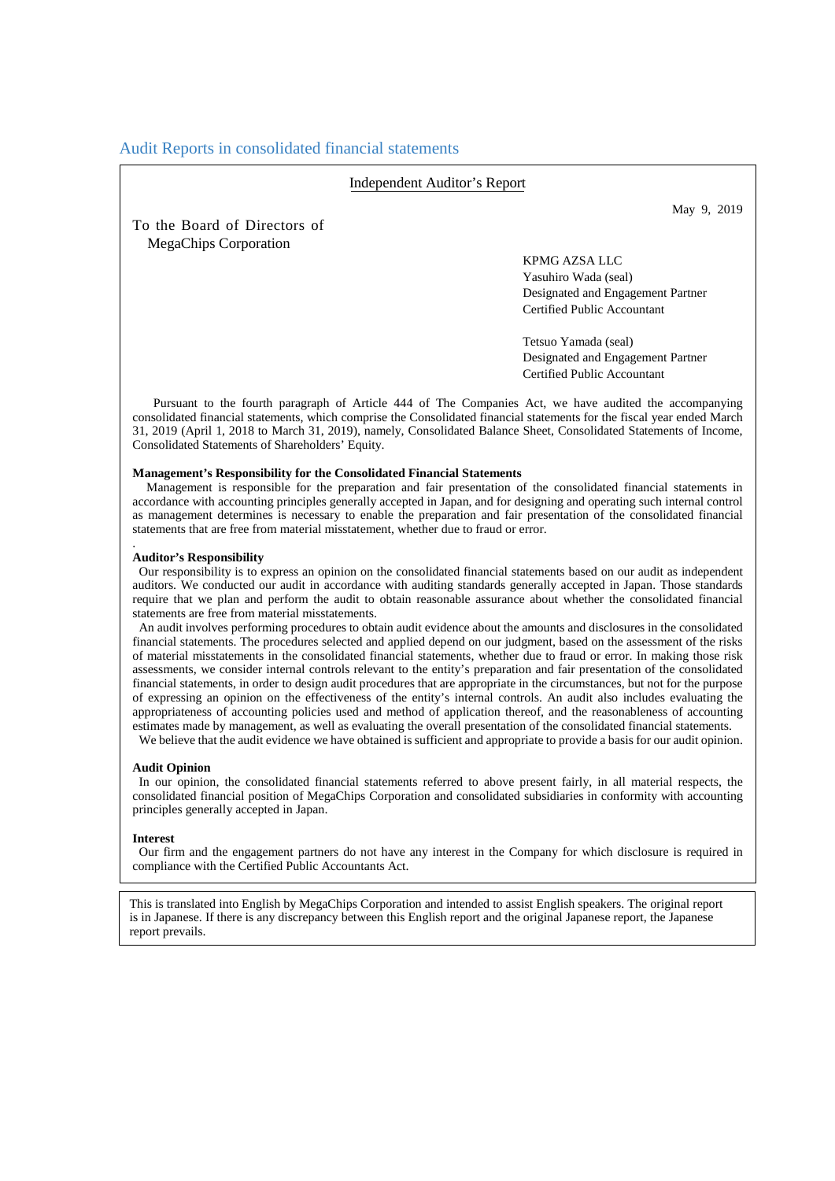## Audit Reports in consolidated financial statements

### Independent Auditor's Report

May 9, 2019

To the Board of Directors of
MegaChips Corporation

KPMG AZSA LLC
Yasuhiro Wada (seal)
Designated and Engagement Partner
Certified Public Accountant

Tetsuo Yamada (seal)
Designated and Engagement Partner
Certified Public Accountant

Pursuant to the fourth paragraph of Article 444 of The Companies Act, we have audited the accompanying consolidated financial statements, which comprise the Consolidated financial statements for the fiscal year ended March 31, 2019 (April 1, 2018 to March 31, 2019), namely, Consolidated Balance Sheet, Consolidated Statements of Income, Consolidated Statements of Shareholders' Equity.

**Management's Responsibility for the Consolidated Financial Statements**

Management is responsible for the preparation and fair presentation of the consolidated financial statements in accordance with accounting principles generally accepted in Japan, and for designing and operating such internal control as management determines is necessary to enable the preparation and fair presentation of the consolidated financial statements that are free from material misstatement, whether due to fraud or error.

**Auditor's Responsibility**

Our responsibility is to express an opinion on the consolidated financial statements based on our audit as independent auditors. We conducted our audit in accordance with auditing standards generally accepted in Japan. Those standards require that we plan and perform the audit to obtain reasonable assurance about whether the consolidated financial statements are free from material misstatements.

An audit involves performing procedures to obtain audit evidence about the amounts and disclosures in the consolidated financial statements. The procedures selected and applied depend on our judgment, based on the assessment of the risks of material misstatements in the consolidated financial statements, whether due to fraud or error. In making those risk assessments, we consider internal controls relevant to the entity's preparation and fair presentation of the consolidated financial statements, in order to design audit procedures that are appropriate in the circumstances, but not for the purpose of expressing an opinion on the effectiveness of the entity's internal controls. An audit also includes evaluating the appropriateness of accounting policies used and method of application thereof, and the reasonableness of accounting estimates made by management, as well as evaluating the overall presentation of the consolidated financial statements.

We believe that the audit evidence we have obtained is sufficient and appropriate to provide a basis for our audit opinion.

**Audit Opinion**

In our opinion, the consolidated financial statements referred to above present fairly, in all material respects, the consolidated financial position of MegaChips Corporation and consolidated subsidiaries in conformity with accounting principles generally accepted in Japan.

**Interest**

Our firm and the engagement partners do not have any interest in the Company for which disclosure is required in compliance with the Certified Public Accountants Act.

This is translated into English by MegaChips Corporation and intended to assist English speakers. The original report is in Japanese. If there is any discrepancy between this English report and the original Japanese report, the Japanese report prevails.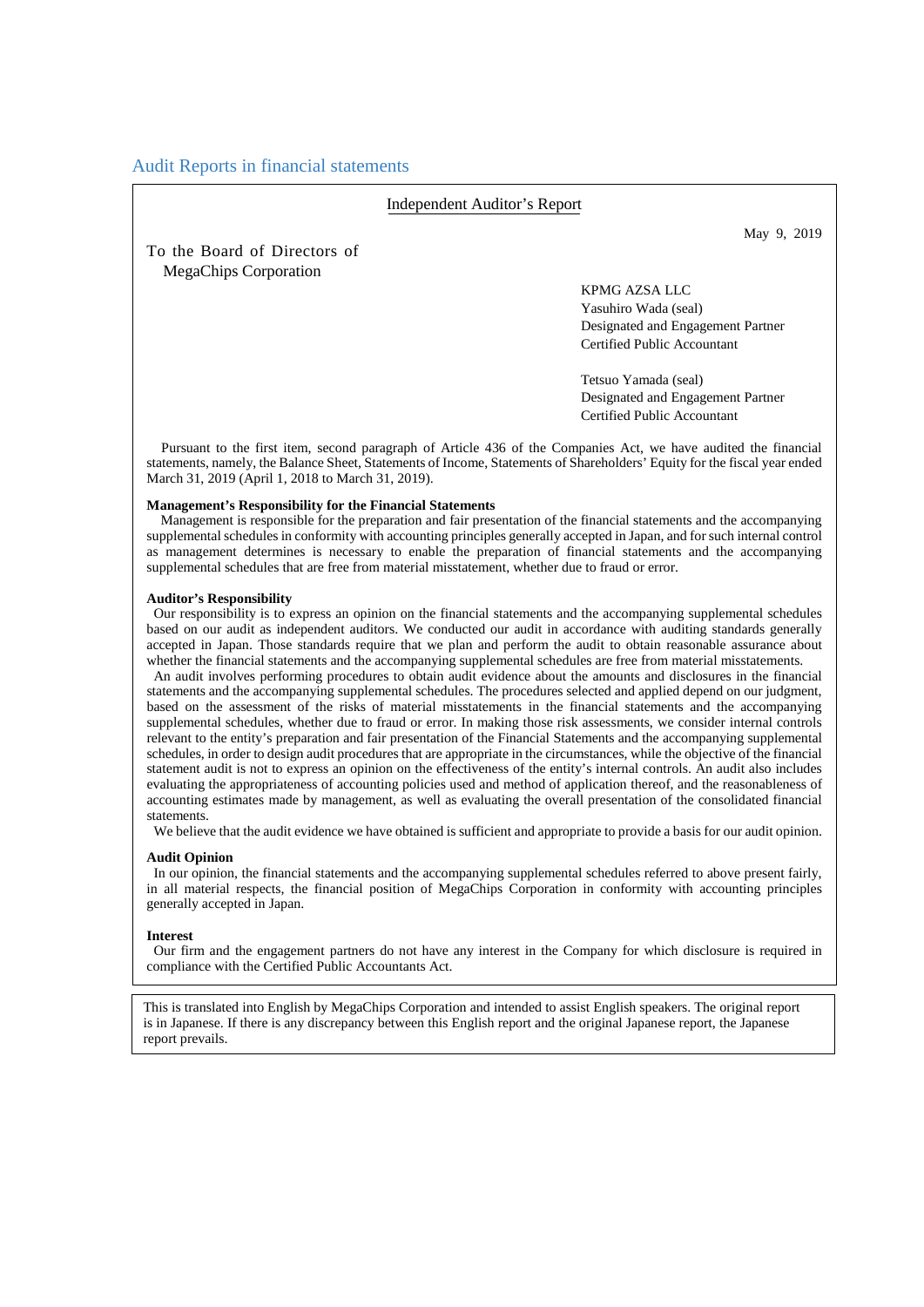## Audit Reports in financial statements

Independent Auditor's Report

May 9, 2019

To the Board of Directors of
MegaChips Corporation

KPMG AZSA LLC
Yasuhiro Wada (seal)
Designated and Engagement Partner
Certified Public Accountant

Tetsuo Yamada (seal)
Designated and Engagement Partner
Certified Public Accountant

Pursuant to the first item, second paragraph of Article 436 of the Companies Act, we have audited the financial statements, namely, the Balance Sheet, Statements of Income, Statements of Shareholders' Equity for the fiscal year ended March 31, 2019 (April 1, 2018 to March 31, 2019).

**Management's Responsibility for the Financial Statements**

Management is responsible for the preparation and fair presentation of the financial statements and the accompanying supplemental schedules in conformity with accounting principles generally accepted in Japan, and for such internal control as management determines is necessary to enable the preparation of financial statements and the accompanying supplemental schedules that are free from material misstatement, whether due to fraud or error.

**Auditor's Responsibility**

Our responsibility is to express an opinion on the financial statements and the accompanying supplemental schedules based on our audit as independent auditors. We conducted our audit in accordance with auditing standards generally accepted in Japan. Those standards require that we plan and perform the audit to obtain reasonable assurance about whether the financial statements and the accompanying supplemental schedules are free from material misstatements.

An audit involves performing procedures to obtain audit evidence about the amounts and disclosures in the financial statements and the accompanying supplemental schedules. The procedures selected and applied depend on our judgment, based on the assessment of the risks of material misstatements in the financial statements and the accompanying supplemental schedules, whether due to fraud or error. In making those risk assessments, we consider internal controls relevant to the entity's preparation and fair presentation of the Financial Statements and the accompanying supplemental schedules, in order to design audit procedures that are appropriate in the circumstances, while the objective of the financial statement audit is not to express an opinion on the effectiveness of the entity's internal controls. An audit also includes evaluating the appropriateness of accounting policies used and method of application thereof, and the reasonableness of accounting estimates made by management, as well as evaluating the overall presentation of the consolidated financial statements.

We believe that the audit evidence we have obtained is sufficient and appropriate to provide a basis for our audit opinion.

**Audit Opinion**

In our opinion, the financial statements and the accompanying supplemental schedules referred to above present fairly, in all material respects, the financial position of MegaChips Corporation in conformity with accounting principles generally accepted in Japan.

**Interest**

Our firm and the engagement partners do not have any interest in the Company for which disclosure is required in compliance with the Certified Public Accountants Act.

This is translated into English by MegaChips Corporation and intended to assist English speakers. The original report is in Japanese. If there is any discrepancy between this English report and the original Japanese report, the Japanese report prevails.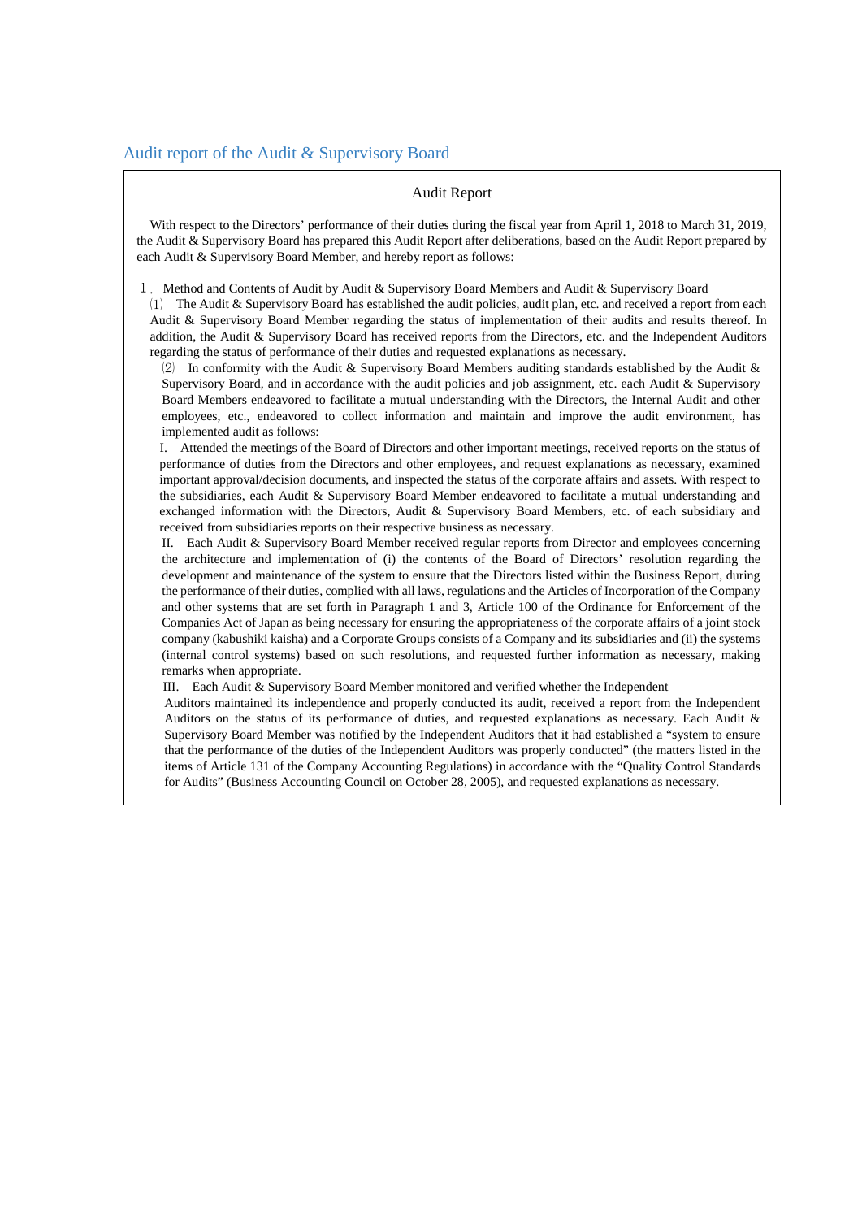## Audit report of the Audit & Supervisory Board

### Audit Report

With respect to the Directors' performance of their duties during the fiscal year from April 1, 2018 to March 31, 2019, the Audit & Supervisory Board has prepared this Audit Report after deliberations, based on the Audit Report prepared by each Audit & Supervisory Board Member, and hereby report as follows:

１．Method and Contents of Audit by Audit & Supervisory Board Members and Audit & Supervisory Board

⑴ The Audit & Supervisory Board has established the audit policies, audit plan, etc. and received a report from each Audit & Supervisory Board Member regarding the status of implementation of their audits and results thereof. In addition, the Audit & Supervisory Board has received reports from the Directors, etc. and the Independent Auditors regarding the status of performance of their duties and requested explanations as necessary.

⑵ In conformity with the Audit & Supervisory Board Members auditing standards established by the Audit & Supervisory Board, and in accordance with the audit policies and job assignment, etc. each Audit & Supervisory Board Members endeavored to facilitate a mutual understanding with the Directors, the Internal Audit and other employees, etc., endeavored to collect information and maintain and improve the audit environment, has implemented audit as follows:

I. Attended the meetings of the Board of Directors and other important meetings, received reports on the status of performance of duties from the Directors and other employees, and request explanations as necessary, examined important approval/decision documents, and inspected the status of the corporate affairs and assets. With respect to the subsidiaries, each Audit & Supervisory Board Member endeavored to facilitate a mutual understanding and exchanged information with the Directors, Audit & Supervisory Board Members, etc. of each subsidiary and received from subsidiaries reports on their respective business as necessary.

II. Each Audit & Supervisory Board Member received regular reports from Director and employees concerning the architecture and implementation of (i) the contents of the Board of Directors' resolution regarding the development and maintenance of the system to ensure that the Directors listed within the Business Report, during the performance of their duties, complied with all laws, regulations and the Articles of Incorporation of the Company and other systems that are set forth in Paragraph 1 and 3, Article 100 of the Ordinance for Enforcement of the Companies Act of Japan as being necessary for ensuring the appropriateness of the corporate affairs of a joint stock company (kabushiki kaisha) and a Corporate Groups consists of a Company and its subsidiaries and (ii) the systems (internal control systems) based on such resolutions, and requested further information as necessary, making remarks when appropriate.

III. Each Audit & Supervisory Board Member monitored and verified whether the Independent Auditors maintained its independence and properly conducted its audit, received a report from the Independent Auditors on the status of its performance of duties, and requested explanations as necessary. Each Audit & Supervisory Board Member was notified by the Independent Auditors that it had established a "system to ensure that the performance of the duties of the Independent Auditors was properly conducted" (the matters listed in the items of Article 131 of the Company Accounting Regulations) in accordance with the "Quality Control Standards for Audits" (Business Accounting Council on October 28, 2005), and requested explanations as necessary.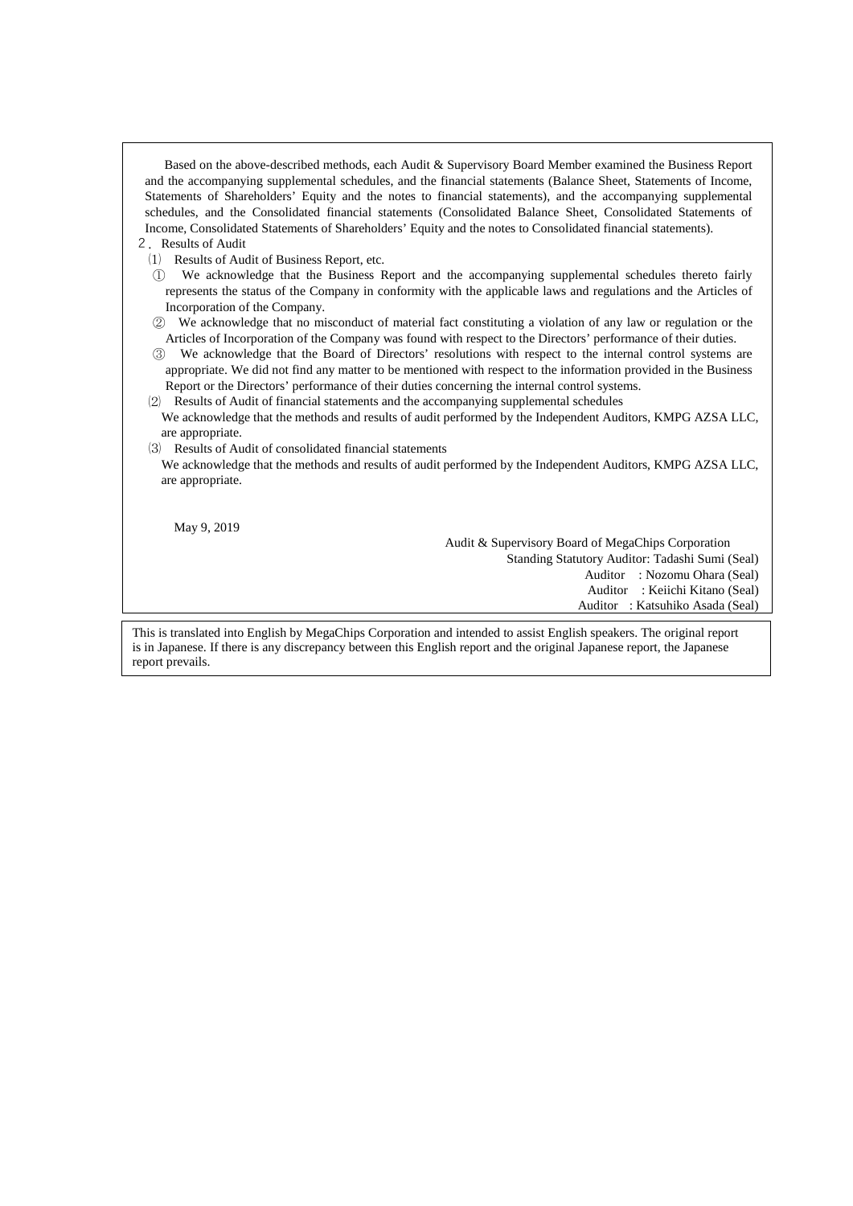Based on the above-described methods, each Audit & Supervisory Board Member examined the Business Report and the accompanying supplemental schedules, and the financial statements (Balance Sheet, Statements of Income, Statements of Shareholders' Equity and the notes to financial statements), and the accompanying supplemental schedules, and the Consolidated financial statements (Consolidated Balance Sheet, Consolidated Statements of Income, Consolidated Statements of Shareholders' Equity and the notes to Consolidated financial statements).

２．Results of Audit

⑴ Results of Audit of Business Report, etc.

① We acknowledge that the Business Report and the accompanying supplemental schedules thereto fairly represents the status of the Company in conformity with the applicable laws and regulations and the Articles of Incorporation of the Company.

② We acknowledge that no misconduct of material fact constituting a violation of any law or regulation or the Articles of Incorporation of the Company was found with respect to the Directors' performance of their duties.

③ We acknowledge that the Board of Directors' resolutions with respect to the internal control systems are appropriate. We did not find any matter to be mentioned with respect to the information provided in the Business Report or the Directors' performance of their duties concerning the internal control systems.

⑵ Results of Audit of financial statements and the accompanying supplemental schedules

We acknowledge that the methods and results of audit performed by the Independent Auditors, KMPG AZSA LLC, are appropriate.

⑶ Results of Audit of consolidated financial statements

We acknowledge that the methods and results of audit performed by the Independent Auditors, KMPG AZSA LLC, are appropriate.

May 9, 2019

Audit & Supervisory Board of MegaChips Corporation
Standing Statutory Auditor: Tadashi Sumi (Seal)
Auditor : Nozomu Ohara (Seal)
Auditor : Keiichi Kitano (Seal)
Auditor : Katsuhiko Asada (Seal)

This is translated into English by MegaChips Corporation and intended to assist English speakers. The original report is in Japanese. If there is any discrepancy between this English report and the original Japanese report, the Japanese report prevails.